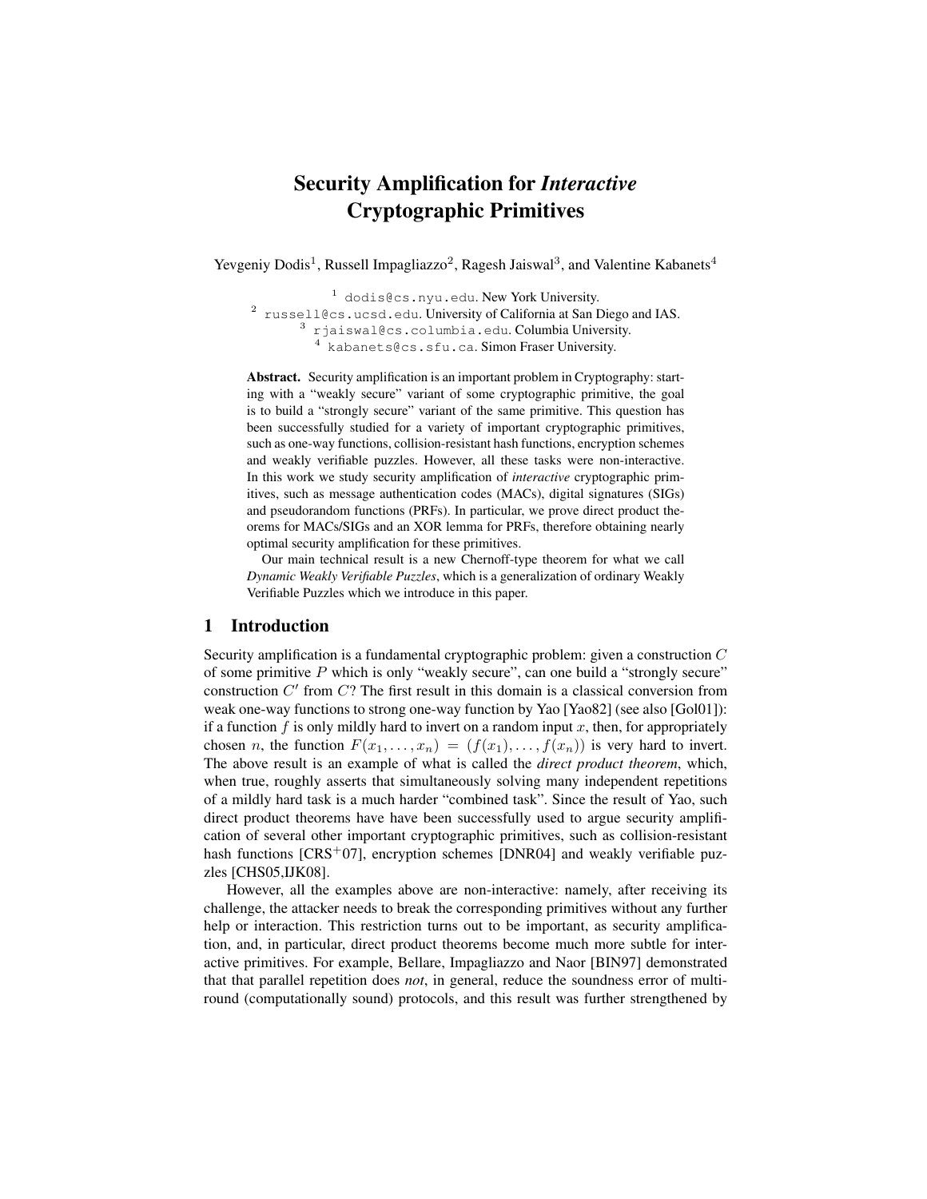# Security Amplification for *Interactive* Cryptographic Primitives

Yevgeniy Dodis[1], Russell Impagliazzo[2], Ragesh Jaiswal[3], and Valentine Kabanets[4]

[1] dodis@cs.nyu.edu. New York University.
[2] russell@cs.ucsd.edu. University of California at San Diego and IAS.
[3] rjaiswal@cs.columbia.edu. Columbia University.
[4] kabanets@cs.sfu.ca. Simon Fraser University.

**Abstract.** Security amplification is an important problem in Cryptography: starting with a "weakly secure" variant of some cryptographic primitive, the goal is to build a "strongly secure" variant of the same primitive. This question has been successfully studied for a variety of important cryptographic primitives, such as one-way functions, collision-resistant hash functions, encryption schemes and weakly verifiable puzzles. However, all these tasks were non-interactive. In this work we study security amplification of *interactive* cryptographic primitives, such as message authentication codes (MACs), digital signatures (SIGs) and pseudorandom functions (PRFs). In particular, we prove direct product theorems for MACs/SIGs and an XOR lemma for PRFs, therefore obtaining nearly optimal security amplification for these primitives.

Our main technical result is a new Chernoff-type theorem for what we call *Dynamic Weakly Verifiable Puzzles*, which is a generalization of ordinary Weakly Verifiable Puzzles which we introduce in this paper.

## 1 Introduction

Security amplification is a fundamental cryptographic problem: given a construction $C$ of some primitive $P$ which is only "weakly secure", can one build a "strongly secure" construction $C'$ from $C$? The first result in this domain is a classical conversion from weak one-way functions to strong one-way function by Yao [Yao82] (see also [Gol01]): if a function $f$ is only mildly hard to invert on a random input $x$, then, for appropriately chosen $n$, the function $F(x_1, \ldots, x_n) = (f(x_1), \ldots, f(x_n))$ is very hard to invert. The above result is an example of what is called the *direct product theorem*, which, when true, roughly asserts that simultaneously solving many independent repetitions of a mildly hard task is a much harder "combined task". Since the result of Yao, such direct product theorems have have been successfully used to argue security amplification of several other important cryptographic primitives, such as collision-resistant hash functions [CRS⁺07], encryption schemes [DNR04] and weakly verifiable puzzles [CHS05,IJK08].

However, all the examples above are non-interactive: namely, after receiving its challenge, the attacker needs to break the corresponding primitives without any further help or interaction. This restriction turns out to be important, as security amplification, and, in particular, direct product theorems become much more subtle for interactive primitives. For example, Bellare, Impagliazzo and Naor [BIN97] demonstrated that that parallel repetition does *not*, in general, reduce the soundness error of multi-round (computationally sound) protocols, and this result was further strengthened by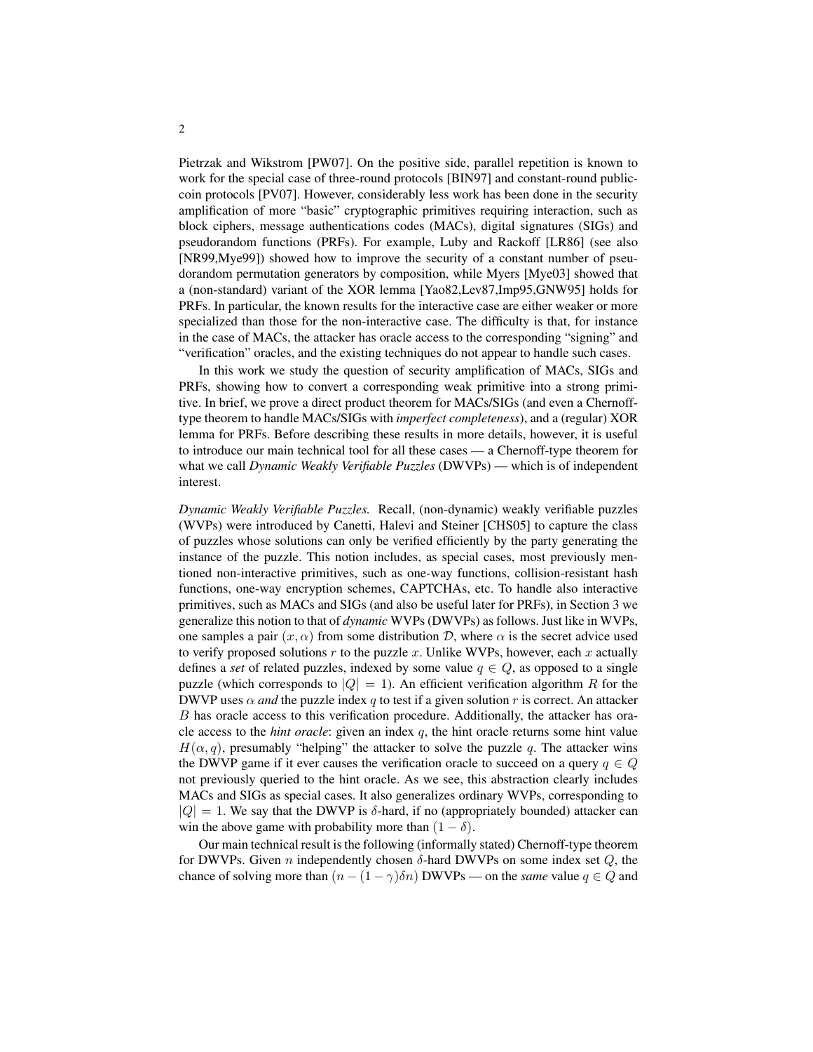Pietrzak and Wikstrom [PW07]. On the positive side, parallel repetition is known to work for the special case of three-round protocols [BIN97] and constant-round public-coin protocols [PV07]. However, considerably less work has been done in the security amplification of more "basic" cryptographic primitives requiring interaction, such as block ciphers, message authentications codes (MACs), digital signatures (SIGs) and pseudorandom functions (PRFs). For example, Luby and Rackoff [LR86] (see also [NR99,Mye99]) showed how to improve the security of a constant number of pseudorandom permutation generators by composition, while Myers [Mye03] showed that a (non-standard) variant of the XOR lemma [Yao82,Lev87,Imp95,GNW95] holds for PRFs. In particular, the known results for the interactive case are either weaker or more specialized than those for the non-interactive case. The difficulty is that, for instance in the case of MACs, the attacker has oracle access to the corresponding "signing" and "verification" oracles, and the existing techniques do not appear to handle such cases.

In this work we study the question of security amplification of MACs, SIGs and PRFs, showing how to convert a corresponding weak primitive into a strong primitive. In brief, we prove a direct product theorem for MACs/SIGs (and even a Chernoff-type theorem to handle MACs/SIGs with *imperfect completeness*), and a (regular) XOR lemma for PRFs. Before describing these results in more details, however, it is useful to introduce our main technical tool for all these cases — a Chernoff-type theorem for what we call *Dynamic Weakly Verifiable Puzzles* (DWVPs) — which is of independent interest.

*Dynamic Weakly Verifiable Puzzles.* Recall, (non-dynamic) weakly verifiable puzzles (WVPs) were introduced by Canetti, Halevi and Steiner [CHS05] to capture the class of puzzles whose solutions can only be verified efficiently by the party generating the instance of the puzzle. This notion includes, as special cases, most previously mentioned non-interactive primitives, such as one-way functions, collision-resistant hash functions, one-way encryption schemes, CAPTCHAs, etc. To handle also interactive primitives, such as MACs and SIGs (and also be useful later for PRFs), in Section 3 we generalize this notion to that of *dynamic* WVPs (DWVPs) as follows. Just like in WVPs, one samples a pair $(x, \alpha)$ from some distribution $\mathcal{D}$, where $\alpha$ is the secret advice used to verify proposed solutions $r$ to the puzzle $x$. Unlike WVPs, however, each $x$ actually defines a *set* of related puzzles, indexed by some value $q \in Q$, as opposed to a single puzzle (which corresponds to $|Q| = 1$). An efficient verification algorithm $R$ for the DWVP uses $\alpha$ *and* the puzzle index $q$ to test if a given solution $r$ is correct. An attacker $B$ has oracle access to this verification procedure. Additionally, the attacker has oracle access to the *hint oracle*: given an index $q$, the hint oracle returns some hint value $H(\alpha, q)$, presumably "helping" the attacker to solve the puzzle $q$. The attacker wins the DWVP game if it ever causes the verification oracle to succeed on a query $q \in Q$ not previously queried to the hint oracle. As we see, this abstraction clearly includes MACs and SIGs as special cases. It also generalizes ordinary WVPs, corresponding to $|Q| = 1$. We say that the DWVP is $\delta$-hard, if no (appropriately bounded) attacker can win the above game with probability more than $(1 - \delta)$.

Our main technical result is the following (informally stated) Chernoff-type theorem for DWVPs. Given $n$ independently chosen $\delta$-hard DWVPs on some index set $Q$, the chance of solving more than $(n - (1 - \gamma)\delta n)$ DWVPs — on the *same* value $q \in Q$ and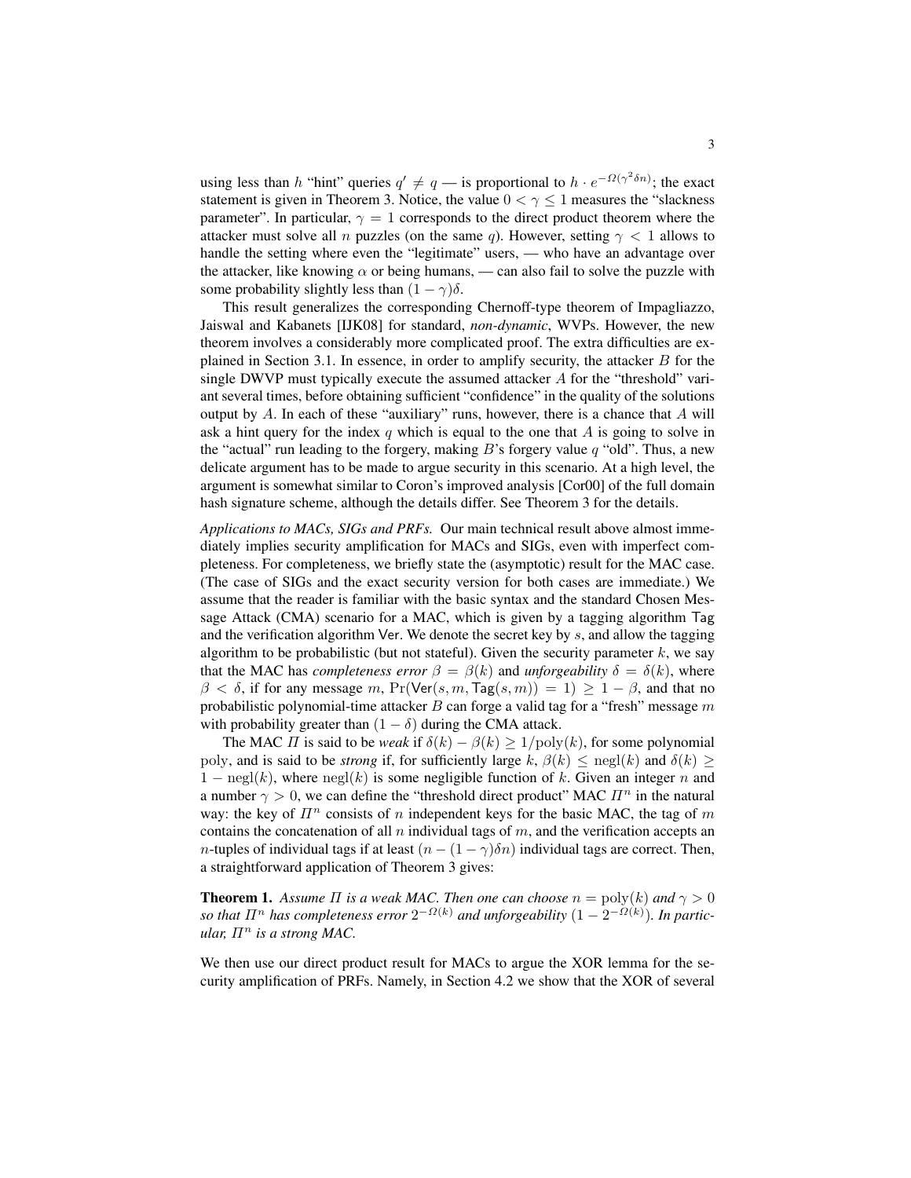using less than $h$ "hint" queries $q' \neq q$ — is proportional to $h \cdot e^{-\Omega(\gamma^2 \delta n)}$; the exact statement is given in Theorem 3. Notice, the value $0 < \gamma \leq 1$ measures the "slackness parameter". In particular, $\gamma = 1$ corresponds to the direct product theorem where the attacker must solve all $n$ puzzles (on the same $q$). However, setting $\gamma < 1$ allows to handle the setting where even the "legitimate" users, — who have an advantage over the attacker, like knowing $\alpha$ or being humans, — can also fail to solve the puzzle with some probability slightly less than $(1 - \gamma)\delta$.

This result generalizes the corresponding Chernoff-type theorem of Impagliazzo, Jaiswal and Kabanets [IJK08] for standard, *non-dynamic*, WVPs. However, the new theorem involves a considerably more complicated proof. The extra difficulties are explained in Section 3.1. In essence, in order to amplify security, the attacker $B$ for the single DWVP must typically execute the assumed attacker $A$ for the "threshold" variant several times, before obtaining sufficient "confidence" in the quality of the solutions output by $A$. In each of these "auxiliary" runs, however, there is a chance that $A$ will ask a hint query for the index $q$ which is equal to the one that $A$ is going to solve in the "actual" run leading to the forgery, making $B$'s forgery value $q$ "old". Thus, a new delicate argument has to be made to argue security in this scenario. At a high level, the argument is somewhat similar to Coron's improved analysis [Cor00] of the full domain hash signature scheme, although the details differ. See Theorem 3 for the details.

*Applications to MACs, SIGs and PRFs.* Our main technical result above almost immediately implies security amplification for MACs and SIGs, even with imperfect completeness. For completeness, we briefly state the (asymptotic) result for the MAC case. (The case of SIGs and the exact security version for both cases are immediate.) We assume that the reader is familiar with the basic syntax and the standard Chosen Message Attack (CMA) scenario for a MAC, which is given by a tagging algorithm $\mathsf{Tag}$ and the verification algorithm $\mathsf{Ver}$. We denote the secret key by $s$, and allow the tagging algorithm to be probabilistic (but not stateful). Given the security parameter $k$, we say that the MAC has *completeness error* $\beta = \beta(k)$ and *unforgeability* $\delta = \delta(k)$, where $\beta < \delta$, if for any message $m$, $\Pr(\mathsf{Ver}(s, m, \mathsf{Tag}(s, m)) = 1) \geq 1 - \beta$, and that no probabilistic polynomial-time attacker $B$ can forge a valid tag for a "fresh" message $m$ with probability greater than $(1 - \delta)$ during the CMA attack.

The MAC $\Pi$ is said to be *weak* if $\delta(k) - \beta(k) \geq 1/\mathrm{poly}(k)$, for some polynomial poly, and is said to be *strong* if, for sufficiently large $k$, $\beta(k) \leq \mathrm{negl}(k)$ and $\delta(k) \geq 1 - \mathrm{negl}(k)$, where $\mathrm{negl}(k)$ is some negligible function of $k$. Given an integer $n$ and a number $\gamma > 0$, we can define the "threshold direct product" MAC $\Pi^n$ in the natural way: the key of $\Pi^n$ consists of $n$ independent keys for the basic MAC, the tag of $m$ contains the concatenation of all $n$ individual tags of $m$, and the verification accepts an $n$-tuples of individual tags if at least $(n - (1 - \gamma)\delta n)$ individual tags are correct. Then, a straightforward application of Theorem 3 gives:

**Theorem 1.** *Assume $\Pi$ is a weak MAC. Then one can choose $n = \mathrm{poly}(k)$ and $\gamma > 0$ so that $\Pi^n$ has completeness error $2^{-\Omega(k)}$ and unforgeability $(1 - 2^{-\Omega(k)})$. In particular, $\Pi^n$ is a strong MAC.*

We then use our direct product result for MACs to argue the XOR lemma for the security amplification of PRFs. Namely, in Section 4.2 we show that the XOR of several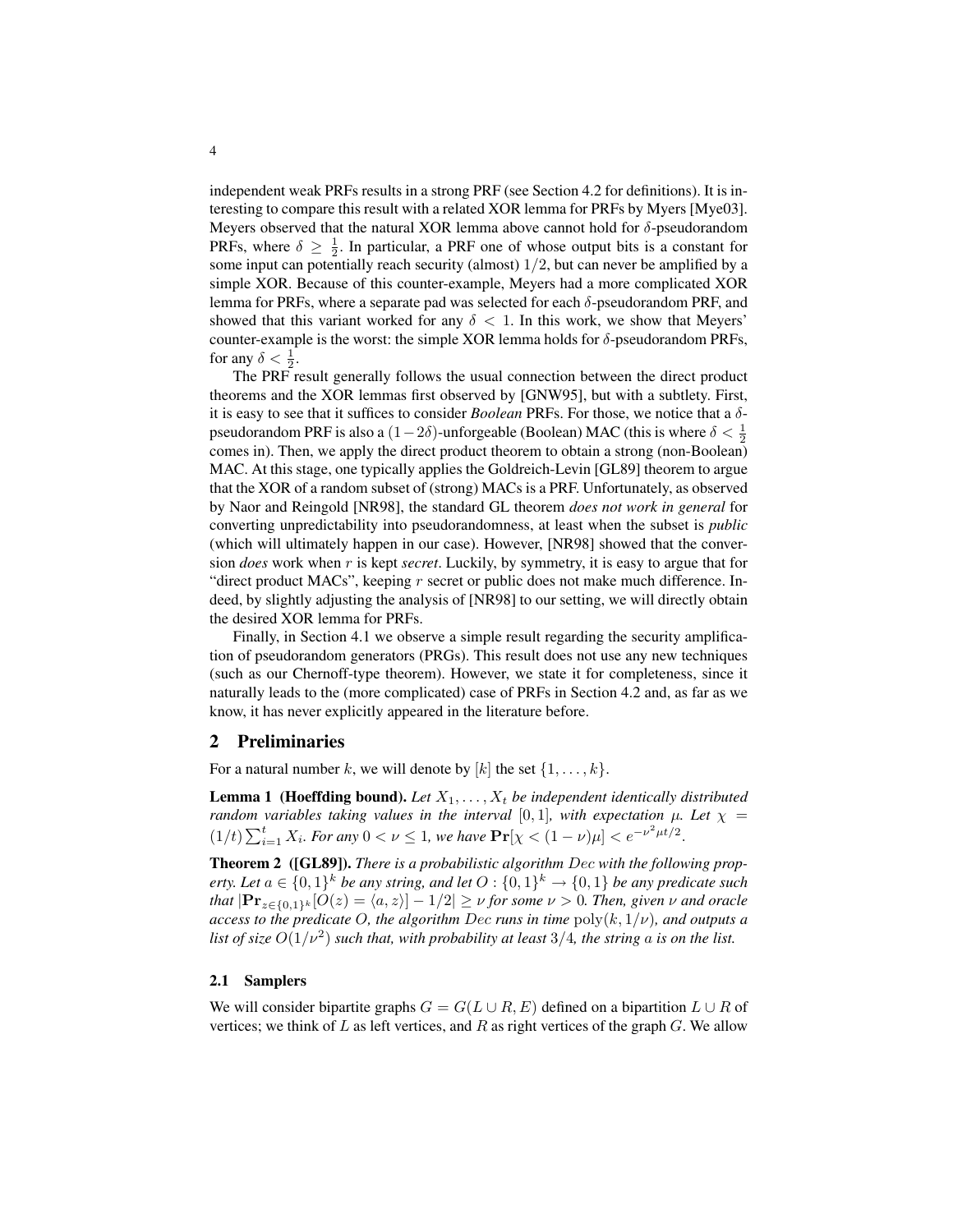independent weak PRFs results in a strong PRF (see Section 4.2 for definitions). It is interesting to compare this result with a related XOR lemma for PRFs by Myers [Mye03]. Meyers observed that the natural XOR lemma above cannot hold for $\delta$-pseudorandom PRFs, where $\delta \geq \frac{1}{2}$. In particular, a PRF one of whose output bits is a constant for some input can potentially reach security (almost) $1/2$, but can never be amplified by a simple XOR. Because of this counter-example, Meyers had a more complicated XOR lemma for PRFs, where a separate pad was selected for each $\delta$-pseudorandom PRF, and showed that this variant worked for any $\delta < 1$. In this work, we show that Meyers' counter-example is the worst: the simple XOR lemma holds for $\delta$-pseudorandom PRFs, for any $\delta < \frac{1}{2}$.

The PRF result generally follows the usual connection between the direct product theorems and the XOR lemmas first observed by [GNW95], but with a subtlety. First, it is easy to see that it suffices to consider *Boolean* PRFs. For those, we notice that a $\delta$-pseudorandom PRF is also a $(1-2\delta)$-unforgeable (Boolean) MAC (this is where $\delta < \frac{1}{2}$ comes in). Then, we apply the direct product theorem to obtain a strong (non-Boolean) MAC. At this stage, one typically applies the Goldreich-Levin [GL89] theorem to argue that the XOR of a random subset of (strong) MACs is a PRF. Unfortunately, as observed by Naor and Reingold [NR98], the standard GL theorem *does not work in general* for converting unpredictability into pseudorandomness, at least when the subset is *public* (which will ultimately happen in our case). However, [NR98] showed that the conversion *does* work when $r$ is kept *secret*. Luckily, by symmetry, it is easy to argue that for "direct product MACs", keeping $r$ secret or public does not make much difference. Indeed, by slightly adjusting the analysis of [NR98] to our setting, we will directly obtain the desired XOR lemma for PRFs.

Finally, in Section 4.1 we observe a simple result regarding the security amplification of pseudorandom generators (PRGs). This result does not use any new techniques (such as our Chernoff-type theorem). However, we state it for completeness, since it naturally leads to the (more complicated) case of PRFs in Section 4.2 and, as far as we know, it has never explicitly appeared in the literature before.

## 2 Preliminaries

For a natural number $k$, we will denote by $[k]$ the set $\{1, \ldots, k\}$.

**Lemma 1 (Hoeffding bound).** *Let $X_1, \ldots, X_t$ be independent identically distributed random variables taking values in the interval $[0,1]$, with expectation $\mu$. Let $\chi = (1/t)\sum_{i=1}^{t} X_i$. For any $0 < \nu \leq 1$, we have $\mathbf{Pr}[\chi < (1-\nu)\mu] < e^{-\nu^2 \mu t/2}$.*

**Theorem 2 ([GL89]).** *There is a probabilistic algorithm $Dec$ with the following property. Let $a \in \{0,1\}^k$ be any string, and let $O : \{0,1\}^k \to \{0,1\}$ be any predicate such that $|\mathbf{Pr}_{z \in \{0,1\}^k}[O(z) = \langle a, z \rangle] - 1/2| \geq \nu$ for some $\nu > 0$. Then, given $\nu$ and oracle access to the predicate $O$, the algorithm $Dec$ runs in time $\mathrm{poly}(k, 1/\nu)$, and outputs a list of size $O(1/\nu^2)$ such that, with probability at least $3/4$, the string $a$ is on the list.*

### 2.1 Samplers

We will consider bipartite graphs $G = G(L \cup R, E)$ defined on a bipartition $L \cup R$ of vertices; we think of $L$ as left vertices, and $R$ as right vertices of the graph $G$. We allow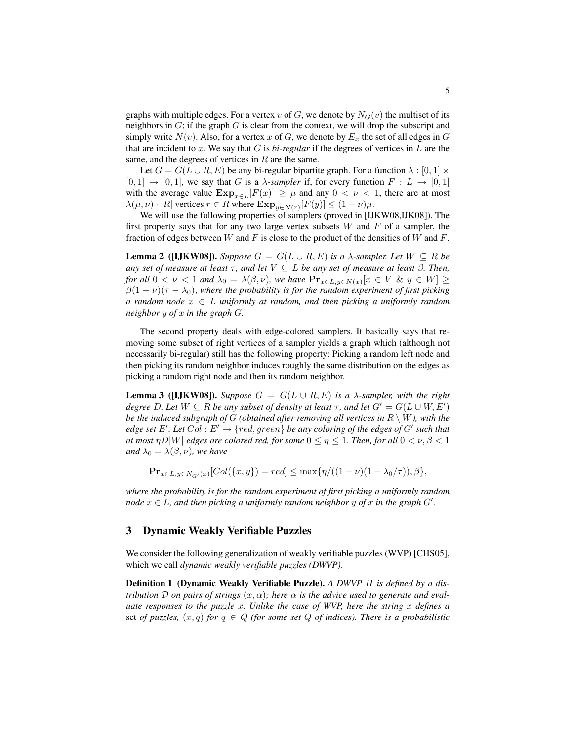graphs with multiple edges. For a vertex $v$ of $G$, we denote by $N_G(v)$ the multiset of its neighbors in $G$; if the graph $G$ is clear from the context, we will drop the subscript and simply write $N(v)$. Also, for a vertex $x$ of $G$, we denote by $E_x$ the set of all edges in $G$ that are incident to $x$. We say that $G$ is *bi-regular* if the degrees of vertices in $L$ are the same, and the degrees of vertices in $R$ are the same.

Let $G = G(L \cup R, E)$ be any bi-regular bipartite graph. For a function $\lambda : [0,1] \times [0,1] \to [0,1]$, we say that $G$ is a $\lambda$*-sampler* if, for every function $F : L \to [0,1]$ with the average value $\mathbf{Exp}_{x \in L}[F(x)] \geq \mu$ and any $0 < \nu < 1$, there are at most $\lambda(\mu, \nu) \cdot |R|$ vertices $r \in R$ where $\mathbf{Exp}_{y \in N(r)}[F(y)] \leq (1-\nu)\mu$.

We will use the following properties of samplers (proved in [IJKW08,IJK08]). The first property says that for any two large vertex subsets $W$ and $F$ of a sampler, the fraction of edges between $W$ and $F$ is close to the product of the densities of $W$ and $F$.

**Lemma 2 ([IJKW08]).** *Suppose $G = G(L \cup R, E)$ is a $\lambda$-sampler. Let $W \subseteq R$ be any set of measure at least $\tau$, and let $V \subseteq L$ be any set of measure at least $\beta$. Then, for all $0 < \nu < 1$ and $\lambda_0 = \lambda(\beta, \nu)$, we have $\mathbf{Pr}_{x \in L, y \in N(x)}[x \in V \ \& \ y \in W] \geq \beta(1-\nu)(\tau - \lambda_0)$, where the probability is for the random experiment of first picking a random node $x \in L$ uniformly at random, and then picking a uniformly random neighbor $y$ of $x$ in the graph $G$.*

The second property deals with edge-colored samplers. It basically says that removing some subset of right vertices of a sampler yields a graph which (although not necessarily bi-regular) still has the following property: Picking a random left node and then picking its random neighbor induces roughly the same distribution on the edges as picking a random right node and then its random neighbor.

**Lemma 3 ([IJKW08]).** *Suppose $G = G(L \cup R, E)$ is a $\lambda$-sampler, with the right degree $D$. Let $W \subseteq R$ be any subset of density at least $\tau$, and let $G' = G(L \cup W, E')$ be the induced subgraph of $G$ (obtained after removing all vertices in $R \setminus W$), with the edge set $E'$. Let $Col : E' \to \{red, green\}$ be any coloring of the edges of $G'$ such that at most $\eta D|W|$ edges are colored red, for some $0 \leq \eta \leq 1$. Then, for all $0 < \nu, \beta < 1$ and $\lambda_0 = \lambda(\beta, \nu)$, we have*

$$\mathbf{Pr}_{x \in L, y \in N_{G'}(x)}[Col(\{x, y\}) = red] \leq \max\{\eta/((1-\nu)(1-\lambda_0/\tau)), \beta\},$$

*where the probability is for the random experiment of first picking a uniformly random node $x \in L$, and then picking a uniformly random neighbor $y$ of $x$ in the graph $G'$.*

## 3 Dynamic Weakly Verifiable Puzzles

We consider the following generalization of weakly verifiable puzzles (WVP) [CHS05], which we call *dynamic weakly verifiable puzzles (DWVP)*.

**Definition 1 (Dynamic Weakly Verifiable Puzzle).** *A DWVP $\Pi$ is defined by a distribution $\mathcal{D}$ on pairs of strings $(x, \alpha)$; here $\alpha$ is the advice used to generate and evaluate responses to the puzzle $x$. Unlike the case of WVP, here the string $x$ defines a* set *of puzzles, $(x, q)$ for $q \in Q$ (for some set $Q$ of indices). There is a probabilistic*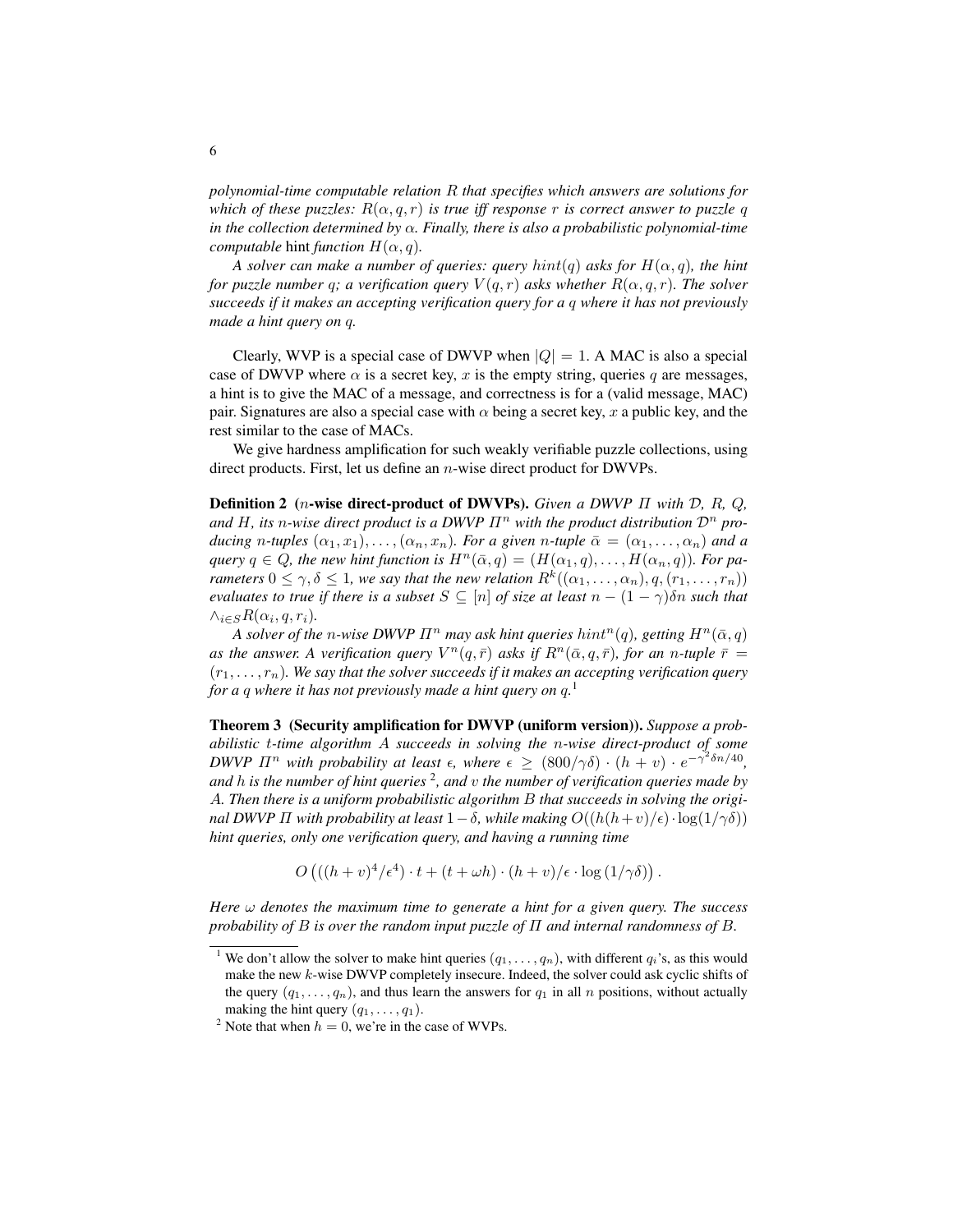*polynomial-time computable relation $R$ that specifies which answers are solutions for which of these puzzles: $R(\alpha, q, r)$ is true iff response $r$ is correct answer to puzzle $q$ in the collection determined by $\alpha$. Finally, there is also a probabilistic polynomial-time computable* hint *function $H(\alpha, q)$.*

*A solver can make a number of queries: query $hint(q)$ asks for $H(\alpha, q)$, the hint for puzzle number $q$; a verification query $V(q, r)$ asks whether $R(\alpha, q, r)$. The solver succeeds if it makes an accepting verification query for a $q$ where it has not previously made a hint query on $q$.*

Clearly, WVP is a special case of DWVP when $|Q| = 1$. A MAC is also a special case of DWVP where $\alpha$ is a secret key, $x$ is the empty string, queries $q$ are messages, a hint is to give the MAC of a message, and correctness is for a (valid message, MAC) pair. Signatures are also a special case with $\alpha$ being a secret key, $x$ a public key, and the rest similar to the case of MACs.

We give hardness amplification for such weakly verifiable puzzle collections, using direct products. First, let us define an $n$-wise direct product for DWVPs.

**Definition 2** **($n$-wise direct-product of DWVPs).** *Given a DWVP $\Pi$ with $\mathcal{D}$, $R$, $Q$, and $H$, its $n$-wise direct product is a DWVP $\Pi^n$ with the product distribution $\mathcal{D}^n$ producing $n$-tuples $(\alpha_1, x_1), \ldots, (\alpha_n, x_n)$. For a given $n$-tuple $\bar{\alpha} = (\alpha_1, \ldots, \alpha_n)$ and a query $q \in Q$, the new hint function is $H^n(\bar{\alpha}, q) = (H(\alpha_1, q), \ldots, H(\alpha_n, q))$. For parameters $0 \le \gamma, \delta \le 1$, we say that the new relation $R^k((\alpha_1, \ldots, \alpha_n), q, (r_1, \ldots, r_n))$ evaluates to true if there is a subset $S \subseteq [n]$ of size at least $n - (1-\gamma)\delta n$ such that $\wedge_{i \in S} R(\alpha_i, q, r_i)$.*

*A solver of the $n$-wise DWVP $\Pi^n$ may ask hint queries $hint^n(q)$, getting $H^n(\bar{\alpha}, q)$ as the answer. A verification query $V^n(q, \bar{r})$ asks if $R^n(\bar{\alpha}, q, \bar{r})$, for an $n$-tuple $\bar{r} = (r_1, \ldots, r_n)$. We say that the solver succeeds if it makes an accepting verification query for a $q$ where it has not previously made a hint query on $q$.*[1]

**Theorem 3** **(Security amplification for DWVP (uniform version)).** *Suppose a probabilistic $t$-time algorithm $A$ succeeds in solving the $n$-wise direct-product of some DWVP $\Pi^n$ with probability at least $\epsilon$, where $\epsilon \ge (800/\gamma\delta) \cdot (h + v) \cdot e^{-\gamma^2 \delta n/40}$, and $h$ is the number of hint queries*[2]*, and $v$ the number of verification queries made by $A$. Then there is a uniform probabilistic algorithm $B$ that succeeds in solving the original DWVP $\Pi$ with probability at least $1 - \delta$, while making $O((h(h+v)/\epsilon) \cdot \log(1/\gamma\delta))$ hint queries, only one verification query, and having a running time*

$$O\left(((h+v)^4/\epsilon^4) \cdot t + (t + \omega h) \cdot (h+v)/\epsilon \cdot \log\left(1/\gamma\delta\right)\right).$$

*Here $\omega$ denotes the maximum time to generate a hint for a given query. The success probability of $B$ is over the random input puzzle of $\Pi$ and internal randomness of $B$.*

---

[1] We don't allow the solver to make hint queries $(q_1, \ldots, q_n)$, with different $q_i$'s, as this would make the new $k$-wise DWVP completely insecure. Indeed, the solver could ask cyclic shifts of the query $(q_1, \ldots, q_n)$, and thus learn the answers for $q_1$ in all $n$ positions, without actually making the hint query $(q_1, \ldots, q_1)$.

[2] Note that when $h = 0$, we're in the case of WVPs.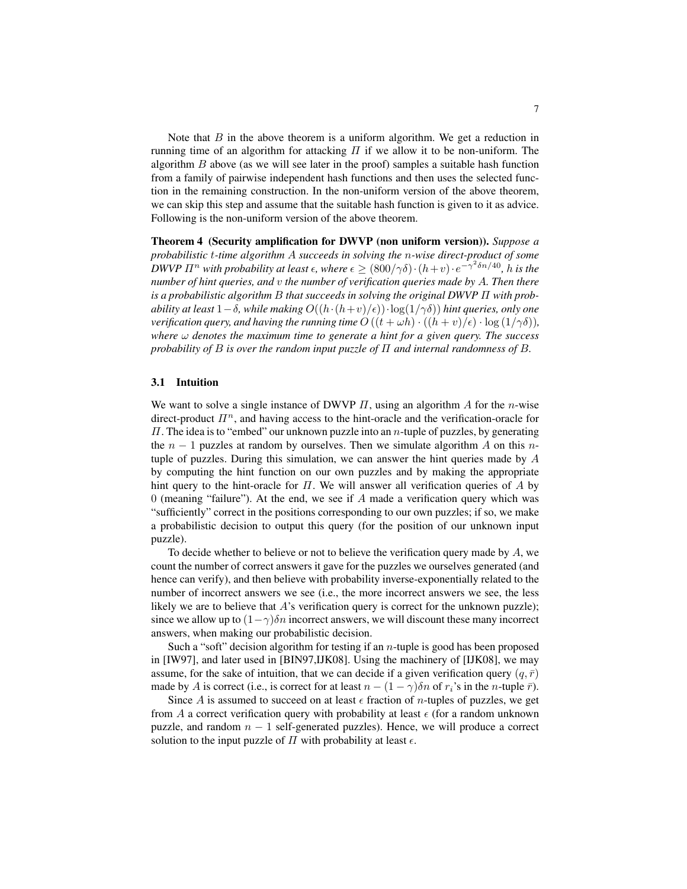Note that $B$ in the above theorem is a uniform algorithm. We get a reduction in running time of an algorithm for attacking $\Pi$ if we allow it to be non-uniform. The algorithm $B$ above (as we will see later in the proof) samples a suitable hash function from a family of pairwise independent hash functions and then uses the selected function in the remaining construction. In the non-uniform version of the above theorem, we can skip this step and assume that the suitable hash function is given to it as advice. Following is the non-uniform version of the above theorem.

**Theorem 4 (Security amplification for DWVP (non uniform version)).** *Suppose a probabilistic $t$-time algorithm $A$ succeeds in solving the $n$-wise direct-product of some DWVP $\Pi^n$ with probability at least $\epsilon$, where $\epsilon \geq (800/\gamma\delta) \cdot (h+v) \cdot e^{-\gamma^2\delta n/40}$, $h$ is the number of hint queries, and $v$ the number of verification queries made by $A$. Then there is a probabilistic algorithm $B$ that succeeds in solving the original DWVP $\Pi$ with probability at least $1-\delta$, while making $O((h \cdot (h+v)/\epsilon)) \cdot \log(1/\gamma\delta))$ hint queries, only one verification query, and having the running time $O\left((t + \omega h) \cdot ((h+v)/\epsilon) \cdot \log\left(1/\gamma\delta\right)\right)$, where $\omega$ denotes the maximum time to generate a hint for a given query. The success probability of $B$ is over the random input puzzle of $\Pi$ and internal randomness of $B$.*

## 3.1 Intuition

We want to solve a single instance of DWVP $\Pi$, using an algorithm $A$ for the $n$-wise direct-product $\Pi^n$, and having access to the hint-oracle and the verification-oracle for $\Pi$. The idea is to "embed" our unknown puzzle into an $n$-tuple of puzzles, by generating the $n-1$ puzzles at random by ourselves. Then we simulate algorithm $A$ on this $n$-tuple of puzzles. During this simulation, we can answer the hint queries made by $A$ by computing the hint function on our own puzzles and by making the appropriate hint query to the hint-oracle for $\Pi$. We will answer all verification queries of $A$ by $0$ (meaning "failure"). At the end, we see if $A$ made a verification query which was "sufficiently" correct in the positions corresponding to our own puzzles; if so, we make a probabilistic decision to output this query (for the position of our unknown input puzzle).

To decide whether to believe or not to believe the verification query made by $A$, we count the number of correct answers it gave for the puzzles we ourselves generated (and hence can verify), and then believe with probability inverse-exponentially related to the number of incorrect answers we see (i.e., the more incorrect answers we see, the less likely we are to believe that $A$'s verification query is correct for the unknown puzzle); since we allow up to $(1-\gamma)\delta n$ incorrect answers, we will discount these many incorrect answers, when making our probabilistic decision.

Such a "soft" decision algorithm for testing if an $n$-tuple is good has been proposed in [IW97], and later used in [BIN97,IJK08]. Using the machinery of [IJK08], we may assume, for the sake of intuition, that we can decide if a given verification query $(q, \bar{r})$ made by $A$ is correct (i.e., is correct for at least $n - (1-\gamma)\delta n$ of $r_i$'s in the $n$-tuple $\bar{r}$).

Since $A$ is assumed to succeed on at least $\epsilon$ fraction of $n$-tuples of puzzles, we get from $A$ a correct verification query with probability at least $\epsilon$ (for a random unknown puzzle, and random $n-1$ self-generated puzzles). Hence, we will produce a correct solution to the input puzzle of $\Pi$ with probability at least $\epsilon$.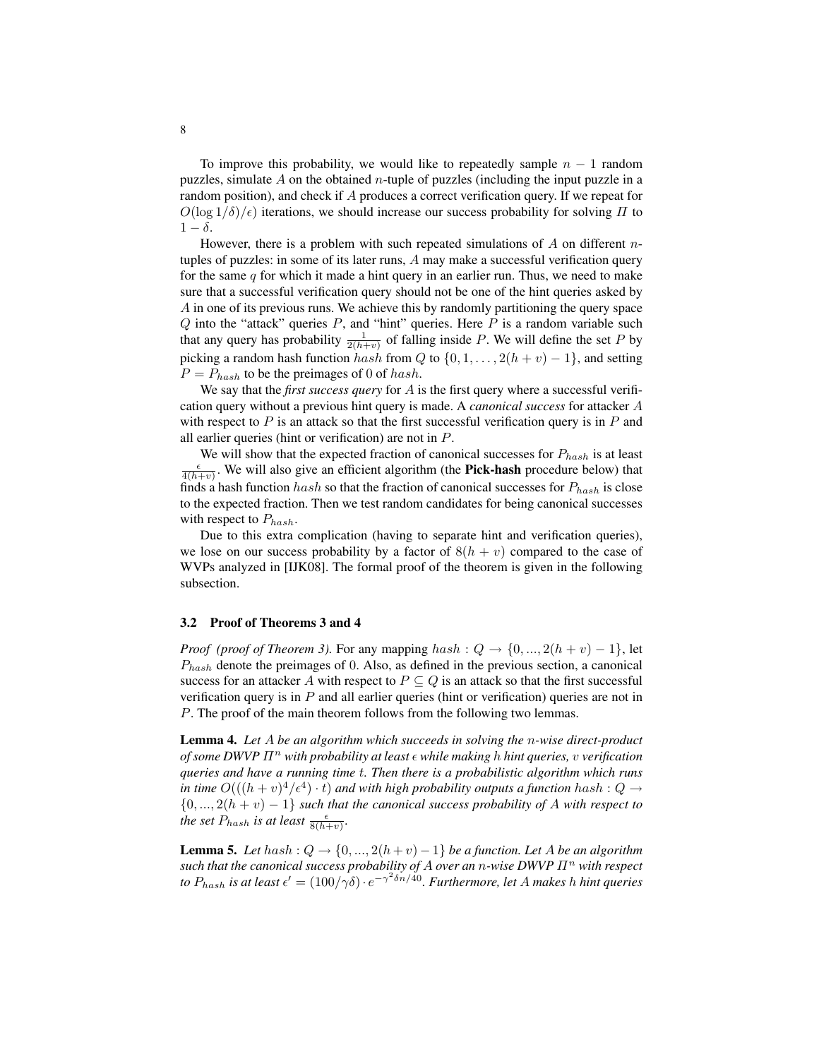To improve this probability, we would like to repeatedly sample $n-1$ random puzzles, simulate $A$ on the obtained $n$-tuple of puzzles (including the input puzzle in a random position), and check if $A$ produces a correct verification query. If we repeat for $O(\log 1/\delta)/\epsilon)$ iterations, we should increase our success probability for solving $\Pi$ to $1-\delta$.

However, there is a problem with such repeated simulations of $A$ on different $n$-tuples of puzzles: in some of its later runs, $A$ may make a successful verification query for the same $q$ for which it made a hint query in an earlier run. Thus, we need to make sure that a successful verification query should not be one of the hint queries asked by $A$ in one of its previous runs. We achieve this by randomly partitioning the query space $Q$ into the "attack" queries $P$, and "hint" queries. Here $P$ is a random variable such that any query has probability $\frac{1}{2(h+v)}$ of falling inside $P$. We will define the set $P$ by picking a random hash function $hash$ from $Q$ to $\{0, 1, \ldots, 2(h+v)-1\}$, and setting $P = P_{hash}$ to be the preimages of 0 of $hash$.

We say that the *first success query* for $A$ is the first query where a successful verification query without a previous hint query is made. A *canonical success* for attacker $A$ with respect to $P$ is an attack so that the first successful verification query is in $P$ and all earlier queries (hint or verification) are not in $P$.

We will show that the expected fraction of canonical successes for $P_{hash}$ is at least $\frac{\epsilon}{4(h+v)}$. We will also give an efficient algorithm (the **Pick-hash** procedure below) that finds a hash function $hash$ so that the fraction of canonical successes for $P_{hash}$ is close to the expected fraction. Then we test random candidates for being canonical successes with respect to $P_{hash}$.

Due to this extra complication (having to separate hint and verification queries), we lose on our success probability by a factor of $8(h+v)$ compared to the case of WVPs analyzed in [IJK08]. The formal proof of the theorem is given in the following subsection.

### 3.2 Proof of Theorems 3 and 4

*Proof (proof of Theorem 3).* For any mapping $hash : Q \to \{0, ..., 2(h+v)-1\}$, let $P_{hash}$ denote the preimages of 0. Also, as defined in the previous section, a canonical success for an attacker $A$ with respect to $P \subseteq Q$ is an attack so that the first successful verification query is in $P$ and all earlier queries (hint or verification) queries are not in $P$. The proof of the main theorem follows from the following two lemmas.

**Lemma 4.** *Let $A$ be an algorithm which succeeds in solving the $n$-wise direct-product of some DWVP $\Pi^n$ with probability at least $\epsilon$ while making $h$ hint queries, $v$ verification queries and have a running time $t$. Then there is a probabilistic algorithm which runs in time $O(((h+v)^4/\epsilon^4)\cdot t)$ and with high probability outputs a function $hash : Q \to \{0, ..., 2(h+v)-1\}$ such that the canonical success probability of $A$ with respect to the set $P_{hash}$ is at least $\frac{\epsilon}{8(h+v)}$.*

**Lemma 5.** *Let $hash : Q \to \{0, ..., 2(h+v)-1\}$ be a function. Let $A$ be an algorithm such that the canonical success probability of $A$ over an $n$-wise DWVP $\Pi^n$ with respect to $P_{hash}$ is at least $\epsilon' = (100/\gamma\delta)\cdot e^{-\gamma^2\delta n/40}$. Furthermore, let $A$ makes $h$ hint queries*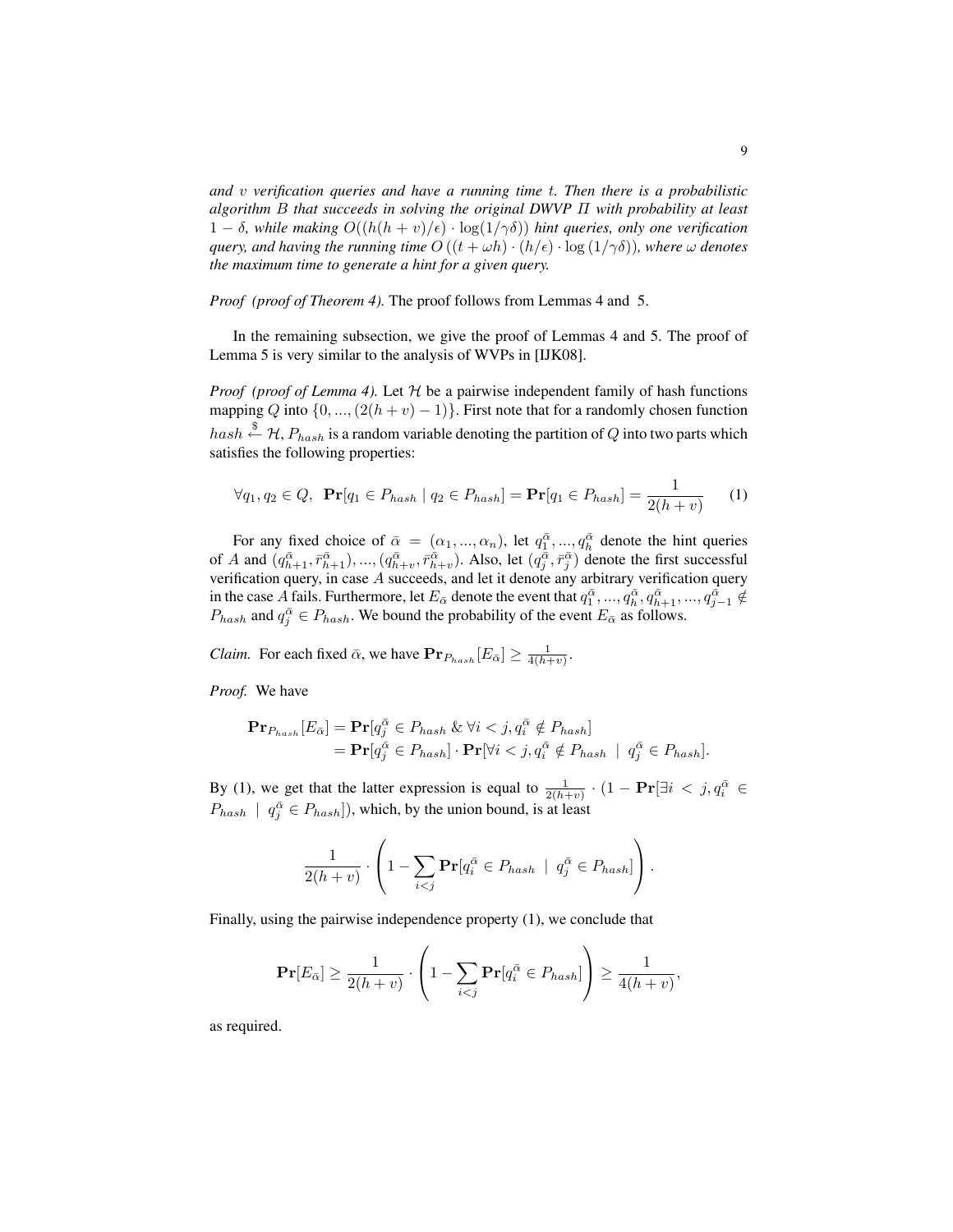*and $v$ verification queries and have a running time $t$. Then there is a probabilistic algorithm $B$ that succeeds in solving the original DWVP $\Pi$ with probability at least $1-\delta$, while making $O((h(h+v)/\epsilon)\cdot\log(1/\gamma\delta))$ hint queries, only one verification query, and having the running time $O\left((t+\omega h)\cdot(h/\epsilon)\cdot\log\left(1/\gamma\delta\right)\right)$, where $\omega$ denotes the maximum time to generate a hint for a given query.*

*Proof (proof of Theorem 4).* The proof follows from Lemmas 4 and 5.

In the remaining subsection, we give the proof of Lemmas 4 and 5. The proof of Lemma 5 is very similar to the analysis of WVPs in [IJK08].

*Proof (proof of Lemma 4).* Let $\mathcal{H}$ be a pairwise independent family of hash functions mapping $Q$ into $\{0,...,(2(h+v)-1)\}$. First note that for a randomly chosen function $hash \xleftarrow{\$} \mathcal{H}$, $P_{hash}$ is a random variable denoting the partition of $Q$ into two parts which satisfies the following properties:

$$\forall q_1,q_2\in Q,\ \ \mathbf{Pr}[q_1\in P_{hash}\mid q_2\in P_{hash}]=\mathbf{Pr}[q_1\in P_{hash}]=\frac{1}{2(h+v)} \qquad (1)$$

For any fixed choice of $\bar{\alpha}=(\alpha_1,...,\alpha_n)$, let $q_1^{\bar{\alpha}},...,q_h^{\bar{\alpha}}$ denote the hint queries of $A$ and $(q_{h+1}^{\bar{\alpha}},\bar{r}_{h+1}^{\bar{\alpha}}),...,(q_{h+v}^{\bar{\alpha}},\bar{r}_{h+v}^{\bar{\alpha}})$. Also, let $(q_j^{\bar{\alpha}},\bar{r}_j^{\bar{\alpha}})$ denote the first successful verification query, in case $A$ succeeds, and let it denote any arbitrary verification query in the case $A$ fails. Furthermore, let $E_{\bar{\alpha}}$ denote the event that $q_1^{\bar{\alpha}},...,q_h^{\bar{\alpha}},q_{h+1}^{\bar{\alpha}},...,q_{j-1}^{\bar{\alpha}}\notin P_{hash}$ and $q_j^{\bar{\alpha}}\in P_{hash}$. We bound the probability of the event $E_{\bar{\alpha}}$ as follows.

*Claim.* For each fixed $\bar{\alpha}$, we have $\mathbf{Pr}_{P_{hash}}[E_{\bar{\alpha}}]\geq\frac{1}{4(h+v)}$.

*Proof.* We have

$$\begin{aligned}\mathbf{Pr}_{P_{hash}}[E_{\bar{\alpha}}]&=\mathbf{Pr}[q_j^{\bar{\alpha}}\in P_{hash}\ \&\ \forall i<j,q_i^{\bar{\alpha}}\notin P_{hash}]\\&=\mathbf{Pr}[q_j^{\bar{\alpha}}\in P_{hash}]\cdot\mathbf{Pr}[\forall i<j,q_i^{\bar{\alpha}}\notin P_{hash}\ \mid\ q_j^{\bar{\alpha}}\in P_{hash}].\end{aligned}$$

By (1), we get that the latter expression is equal to $\frac{1}{2(h+v)}\cdot(1-\mathbf{Pr}[\exists i<j,q_i^{\bar{\alpha}}\in P_{hash}\ \mid\ q_j^{\bar{\alpha}}\in P_{hash}])$, which, by the union bound, is at least

$$\frac{1}{2(h+v)}\cdot\left(1-\sum_{i<j}\mathbf{Pr}[q_i^{\bar{\alpha}}\in P_{hash}\ \mid\ q_j^{\bar{\alpha}}\in P_{hash}]\right).$$

Finally, using the pairwise independence property (1), we conclude that

$$\mathbf{Pr}[E_{\bar{\alpha}}]\geq\frac{1}{2(h+v)}\cdot\left(1-\sum_{i<j}\mathbf{Pr}[q_i^{\bar{\alpha}}\in P_{hash}]\right)\geq\frac{1}{4(h+v)},$$

as required.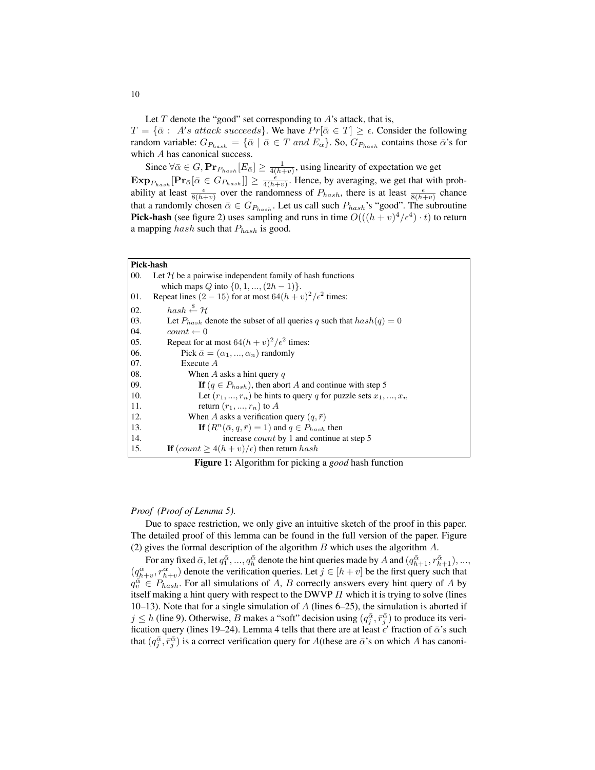Let $T$ denote the "good" set corresponding to $A$'s attack, that is, $T = \{\bar{\alpha} : A's\ attack\ succeeds\}$. We have $Pr[\bar{\alpha} \in T] \geq \epsilon$. Consider the following random variable: $G_{P_{hash}} = \{\bar{\alpha} \mid \bar{\alpha} \in T\ and\ E_{\bar{\alpha}}\}$. So, $G_{P_{hash}}$ contains those $\bar{\alpha}$'s for which $A$ has canonical success.

Since $\forall \bar{\alpha} \in G, \mathbf{Pr}_{P_{hash}}[E_{\bar{\alpha}}] \geq \frac{1}{4(h+v)}$, using linearity of expectation we get $\mathbf{Exp}_{P_{hash}}[\mathbf{Pr}_{\bar{\alpha}}[\bar{\alpha} \in G_{P_{hash}}]] \geq \frac{\epsilon}{4(h+v)}$. Hence, by averaging, we get that with probability at least $\frac{\epsilon}{8(h+v)}$ over the randomness of $P_{hash}$, there is at least $\frac{\epsilon}{8(h+v)}$ chance that a randomly chosen $\bar{\alpha} \in G_{P_{hash}}$. Let us call such $P_{hash}$'s "good". The subroutine **Pick-hash** (see figure 2) uses sampling and runs in time $O(((h+v)^4/\epsilon^4) \cdot t)$ to return a mapping $hash$ such that $P_{hash}$ is good.

**Pick-hash**

```
00.  Let H be a pairwise independent family of hash functions
       which maps Q into {0, 1, ..., (2h − 1)}.
01.  Repeat lines (2 − 15) for at most 64(h + v)^2/ε^2 times:
02.      hash ←$ H
03.      Let P_hash denote the subset of all queries q such that hash(q) = 0
04.      count ← 0
05.      Repeat for at most 64(h + v)^2/ε^2 times:
06.          Pick ᾱ = (α_1, ..., α_n) randomly
07.          Execute A
08.            When A asks a hint query q
09.              If (q ∈ P_hash), then abort A and continue with step 5
10.              Let (r_1, ..., r_n) be hints to query q for puzzle sets x_1, ..., x_n
11.              return (r_1, ..., r_n) to A
12.            When A asks a verification query (q, r̄)
13.              If (R^n(ᾱ, q, r̄) = 1) and q ∈ P_hash then
14.                    increase count by 1 and continue at step 5
15.      If (count ≥ 4(h + v)/ε) then return hash
```

**Figure 1:** Algorithm for picking a *good* hash function

*Proof (Proof of Lemma 5).*

Due to space restriction, we only give an intuitive sketch of the proof in this paper. The detailed proof of this lemma can be found in the full version of the paper. Figure (2) gives the formal description of the algorithm $B$ which uses the algorithm $A$.

For any fixed $\bar{\alpha}$, let $q_1^{\bar{\alpha}}, ..., q_h^{\bar{\alpha}}$ denote the hint queries made by $A$ and $(q_{h+1}^{\bar{\alpha}}, r_{h+1}^{\bar{\alpha}}), ..., (q_{h+v}^{\bar{\alpha}}, r_{h+v}^{\bar{\alpha}})$ denote the verification queries. Let $j \in [h+v]$ be the first query such that $q_v^{\bar{\alpha}} \in P_{hash}$. For all simulations of $A$, $B$ correctly answers every hint query of $A$ by itself making a hint query with respect to the DWVP $\Pi$ which it is trying to solve (lines 10–13). Note that for a single simulation of $A$ (lines 6–25), the simulation is aborted if $j \leq h$ (line 9). Otherwise, $B$ makes a "soft" decision using $(q_j^{\bar{\alpha}}, \bar{r}_j^{\bar{\alpha}})$ to produce its verification query (lines 19–24). Lemma 4 tells that there are at least $\epsilon'$ fraction of $\bar{\alpha}$'s such that $(q_j^{\bar{\alpha}}, \bar{r}_j^{\bar{\alpha}})$ is a correct verification query for $A$(these are $\bar{\alpha}$'s on which $A$ has canoni-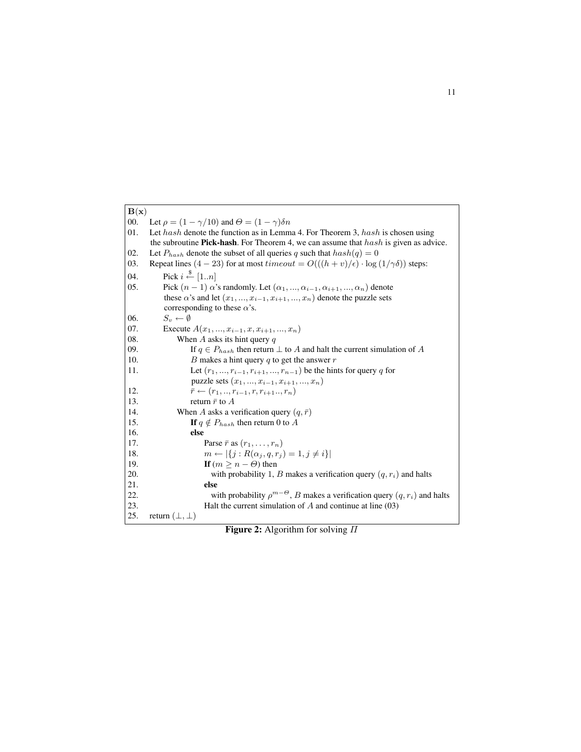**B(x)**

```
00.  Let ρ = (1 − γ/10) and Θ = (1 − γ)δn
01.  Let hash denote the function as in Lemma 4. For Theorem 3, hash is chosen using
     the subroutine Pick-hash. For Theorem 4, we can assume that hash is given as advice.
02.  Let P_hash denote the subset of all queries q such that hash(q) = 0
03.  Repeat lines (4 − 23) for at most timeout = O(((h + v)/ε) · log (1/γδ)) steps:
04.      Pick i ←$ [1..n]
05.      Pick (n − 1) α's randomly. Let (α_1, ..., α_{i−1}, α_{i+1}, ..., α_n) denote
         these α's and let (x_1, ..., x_{i−1}, x_{i+1}, ..., x_n) denote the puzzle sets
         corresponding to these α's.
06.      S_v ← ∅
07.      Execute A(x_1, ..., x_{i−1}, x, x_{i+1}, ..., x_n)
08.          When A asks its hint query q
09.              If q ∈ P_hash then return ⊥ to A and halt the current simulation of A
10.              B makes a hint query q to get the answer r
11.              Let (r_1, ..., r_{i−1}, r_{i+1}, ..., r_{n−1}) be the hints for query q for
                 puzzle sets (x_1, ..., x_{i−1}, x_{i+1}, ..., x_n)
12.              r̄ ← (r_1, .., r_{i−1}, r, r_{i+1}.., r_n)
13.              return r̄ to A
14.          When A asks a verification query (q, r̄)
15.              If q ∉ P_hash then return 0 to A
16.              else
17.                  Parse r̄ as (r_1, ..., r_n)
18.                  m ← |{j : R(α_j, q, r_j) = 1, j ≠ i}|
19.                  If (m ≥ n − Θ) then
20.                      with probability 1, B makes a verification query (q, r_i) and halts
21.                  else
22.                      with probability ρ^(m−Θ), B makes a verification query (q, r_i) and halts
23.                  Halt the current simulation of A and continue at line (03)
25.  return (⊥, ⊥)
```

**Figure 2:** Algorithm for solving $\Pi$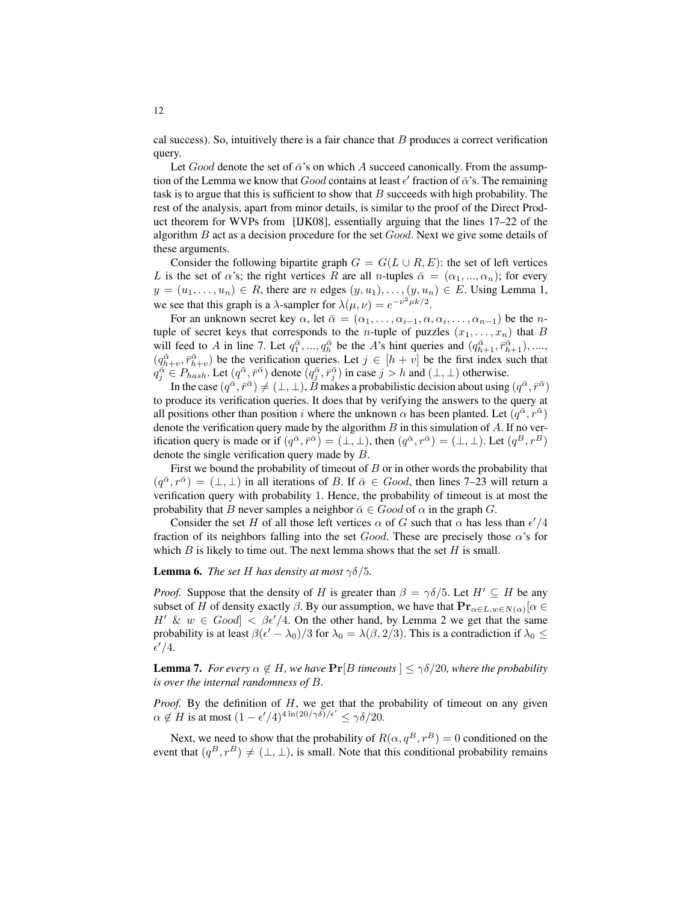cal success). So, intuitively there is a fair chance that $B$ produces a correct verification query.

Let $Good$ denote the set of $\bar{\alpha}$'s on which $A$ succeed canonically. From the assumption of the Lemma we know that $Good$ contains at least $\epsilon'$ fraction of $\bar{\alpha}$'s. The remaining task is to argue that this is sufficient to show that $B$ succeeds with high probability. The rest of the analysis, apart from minor details, is similar to the proof of the Direct Product theorem for WVPs from [IJK08], essentially arguing that the lines 17–22 of the algorithm $B$ act as a decision procedure for the set $Good$. Next we give some details of these arguments.

Consider the following bipartite graph $G = G(L \cup R, E)$: the set of left vertices $L$ is the set of $\alpha$'s; the right vertices $R$ are all $n$-tuples $\bar{\alpha} = (\alpha_1, ..., \alpha_n)$; for every $y = (u_1, \ldots, u_n) \in R$, there are $n$ edges $(y, u_1), \ldots, (y, u_n) \in E$. Using Lemma 1, we see that this graph is a $\lambda$-sampler for $\lambda(\mu, \nu) = e^{-\nu^2 \mu k/2}$.

For an unknown secret key $\alpha$, let $\bar{\alpha} = (\alpha_1, \ldots, \alpha_{i-1}, \alpha, \alpha_i, \ldots, \alpha_{n-1})$ be the $n$-tuple of secret keys that corresponds to the $n$-tuple of puzzles $(x_1, \ldots, x_n)$ that $B$ will feed to $A$ in line 7. Let $q_1^{\bar{\alpha}}, ..., q_h^{\bar{\alpha}}$ be the $A$'s hint queries and $(q_{h+1}^{\bar{\alpha}}, \bar{r}_{h+1}^{\bar{\alpha}}), ....,$ $(q_{h+v}^{\bar{\alpha}}, \bar{r}_{h+v}^{\bar{\alpha}})$ be the verification queries. Let $j \in [h+v]$ be the first index such that $q_j^{\bar{\alpha}} \in P_{hash}$. Let $(q^{\bar{\alpha}}, \bar{r}^{\bar{\alpha}})$ denote $(q_j^{\bar{\alpha}}, \bar{r}_j^{\bar{\alpha}})$ in case $j > h$ and $(\perp, \perp)$ otherwise.

In the case $(q^{\bar{\alpha}}, \bar{r}^{\bar{\alpha}}) \neq (\perp, \perp)$, $B$ makes a probabilistic decision about using $(q^{\bar{\alpha}}, \bar{r}^{\bar{\alpha}})$ to produce its verification queries. It does that by verifying the answers to the query at all positions other than position $i$ where the unknown $\alpha$ has been planted. Let $(q^{\bar{\alpha}}, r^{\bar{\alpha}})$ denote the verification query made by the algorithm $B$ in this simulation of $A$. If no verification query is made or if $(q^{\bar{\alpha}}, \bar{r}^{\bar{\alpha}}) = (\perp, \perp)$, then $(q^{\bar{\alpha}}, r^{\bar{\alpha}}) = (\perp, \perp)$. Let $(q^B, r^B)$ denote the single verification query made by $B$.

First we bound the probability of timeout of $B$ or in other words the probability that $(q^{\bar{\alpha}}, r^{\bar{\alpha}}) = (\perp, \perp)$ in all iterations of $B$. If $\bar{\alpha} \in Good$, then lines 7–23 will return a verification query with probability 1. Hence, the probability of timeout is at most the probability that $B$ never samples a neighbor $\bar{\alpha} \in Good$ of $\alpha$ in the graph $G$.

Consider the set $H$ of all those left vertices $\alpha$ of $G$ such that $\alpha$ has less than $\epsilon'/4$ fraction of its neighbors falling into the set $Good$. These are precisely those $\alpha$'s for which $B$ is likely to time out. The next lemma shows that the set $H$ is small.

**Lemma 6.** *The set $H$ has density at most $\gamma\delta/5$.*

*Proof.* Suppose that the density of $H$ is greater than $\beta = \gamma\delta/5$. Let $H' \subseteq H$ be any subset of $H$ of density exactly $\beta$. By our assumption, we have that $\mathbf{Pr}_{\alpha \in L, w \in N(\alpha)}[\alpha \in H' \ \& \ w \in Good] < \beta\epsilon'/4$. On the other hand, by Lemma 2 we get that the same probability is at least $\beta(\epsilon' - \lambda_0)/3$ for $\lambda_0 = \lambda(\beta, 2/3)$. This is a contradiction if $\lambda_0 \leq \epsilon'/4$.

**Lemma 7.** *For every $\alpha \notin H$, we have $\mathbf{Pr}[B$ timeouts $] \leq \gamma\delta/20$, where the probability is over the internal randomness of $B$.*

*Proof.* By the definition of $H$, we get that the probability of timeout on any given $\alpha \notin H$ is at most $(1 - \epsilon'/4)^{4\ln(20/\gamma\delta)/\epsilon'} \leq \gamma\delta/20$.

Next, we need to show that the probability of $R(\alpha, q^B, r^B) = 0$ conditioned on the event that $(q^B, r^B) \neq (\perp, \perp)$, is small. Note that this conditional probability remains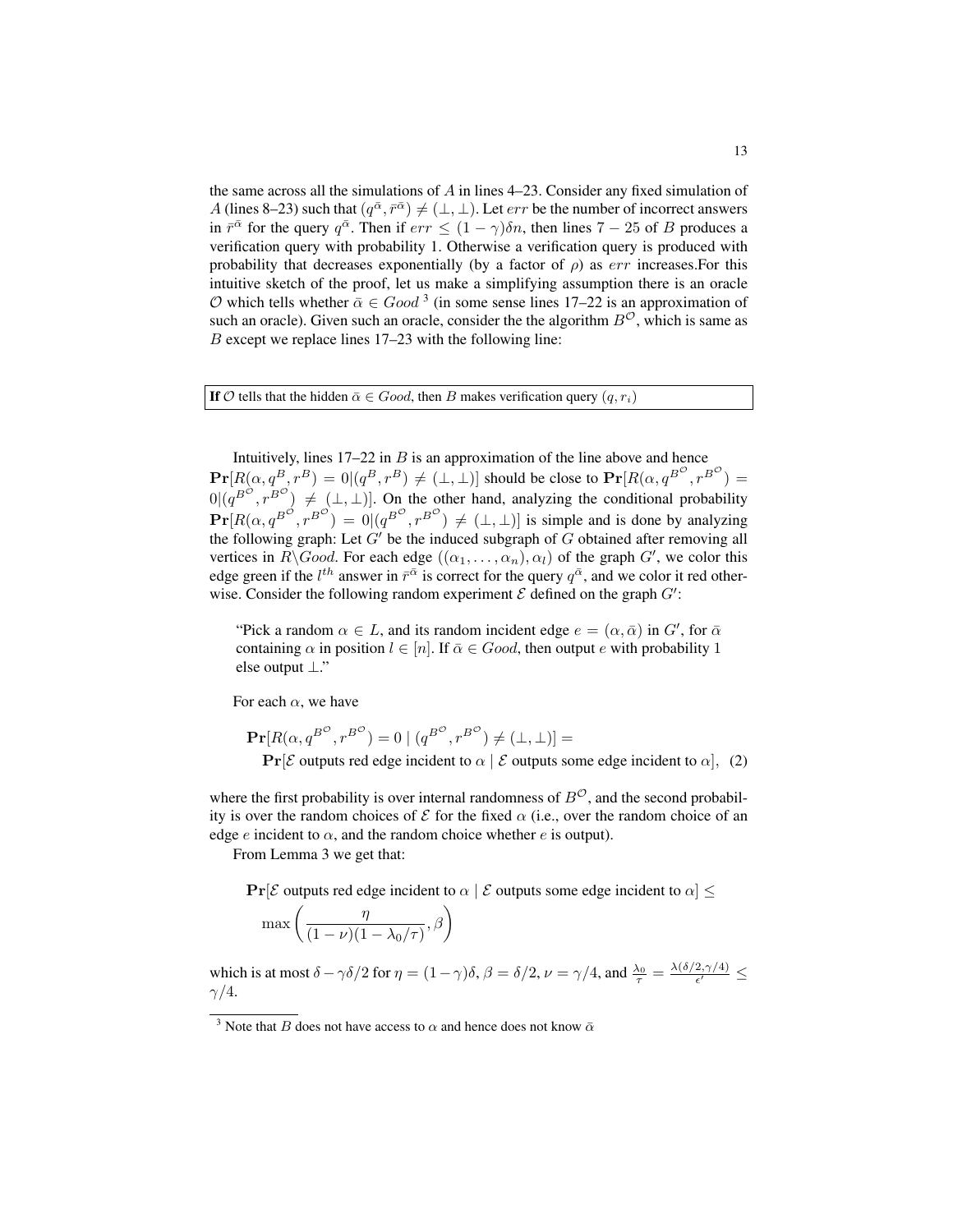the same across all the simulations of $A$ in lines 4–23. Consider any fixed simulation of $A$ (lines 8–23) such that $(q^{\bar{\alpha}}, \bar{r}^{\bar{\alpha}}) \neq (\perp, \perp)$. Let $err$ be the number of incorrect answers in $\bar{r}^{\bar{\alpha}}$ for the query $q^{\bar{\alpha}}$. Then if $err \leq (1-\gamma)\delta n$, then lines $7-25$ of $B$ produces a verification query with probability 1. Otherwise a verification query is produced with probability that decreases exponentially (by a factor of $\rho$) as $err$ increases.For this intuitive sketch of the proof, let us make a simplifying assumption there is an oracle $\mathcal{O}$ which tells whether $\bar{\alpha} \in Good$ [3] (in some sense lines 17–22 is an approximation of such an oracle). Given such an oracle, consider the the algorithm $B^{\mathcal{O}}$, which is same as $B$ except we replace lines 17–23 with the following line:

**If** $\mathcal{O}$ tells that the hidden $\bar{\alpha} \in Good$, then $B$ makes verification query $(q, r_i)$

Intuitively, lines 17–22 in $B$ is an approximation of the line above and hence $\mathbf{Pr}[R(\alpha, q^B, r^B) = 0 | (q^B, r^B) \neq (\perp, \perp)]$ should be close to $\mathbf{Pr}[R(\alpha, q^{B^{\mathcal{O}}}, r^{B^{\mathcal{O}}}) = 0 | (q^{B^{\mathcal{O}}}, r^{B^{\mathcal{O}}}) \neq (\perp, \perp)]$. On the other hand, analyzing the conditional probability $\mathbf{Pr}[R(\alpha, q^{B^{\mathcal{O}}}, r^{B^{\mathcal{O}}}) = 0 | (q^{B^{\mathcal{O}}}, r^{B^{\mathcal{O}}}) \neq (\perp, \perp)]$ is simple and is done by analyzing the following graph: Let $G'$ be the induced subgraph of $G$ obtained after removing all vertices in $R \backslash Good$. For each edge $((\alpha_1, \ldots, \alpha_n), \alpha_l)$ of the graph $G'$, we color this edge green if the $l^{th}$ answer in $\bar{r}^{\bar{\alpha}}$ is correct for the query $q^{\bar{\alpha}}$, and we color it red otherwise. Consider the following random experiment $\mathcal{E}$ defined on the graph $G'$:

> "Pick a random $\alpha \in L$, and its random incident edge $e = (\alpha, \bar{\alpha})$ in $G'$, for $\bar{\alpha}$ containing $\alpha$ in position $l \in [n]$. If $\bar{\alpha} \in Good$, then output $e$ with probability 1 else output $\perp$."

For each $\alpha$, we have

$$\mathbf{Pr}[R(\alpha, q^{B^{\mathcal{O}}}, r^{B^{\mathcal{O}}}) = 0 \mid (q^{B^{\mathcal{O}}}, r^{B^{\mathcal{O}}}) \neq (\perp, \perp)] = \\ \mathbf{Pr}[\mathcal{E} \text{ outputs red edge incident to } \alpha \mid \mathcal{E} \text{ outputs some edge incident to } \alpha], \quad (2)$$

where the first probability is over internal randomness of $B^{\mathcal{O}}$, and the second probability is over the random choices of $\mathcal{E}$ for the fixed $\alpha$ (i.e., over the random choice of an edge $e$ incident to $\alpha$, and the random choice whether $e$ is output).

From Lemma 3 we get that:

$$\mathbf{Pr}[\mathcal{E} \text{ outputs red edge incident to } \alpha \mid \mathcal{E} \text{ outputs some edge incident to } \alpha] \leq \\ \max\left(\frac{\eta}{(1-\nu)(1-\lambda_0/\tau)}, \beta\right)$$

which is at most $\delta - \gamma\delta/2$ for $\eta = (1-\gamma)\delta$, $\beta = \delta/2$, $\nu = \gamma/4$, and $\frac{\lambda_0}{\tau} = \frac{\lambda(\delta/2, \gamma/4)}{\epsilon'} \leq \gamma/4$.

[3] Note that $B$ does not have access to $\alpha$ and hence does not know $\bar{\alpha}$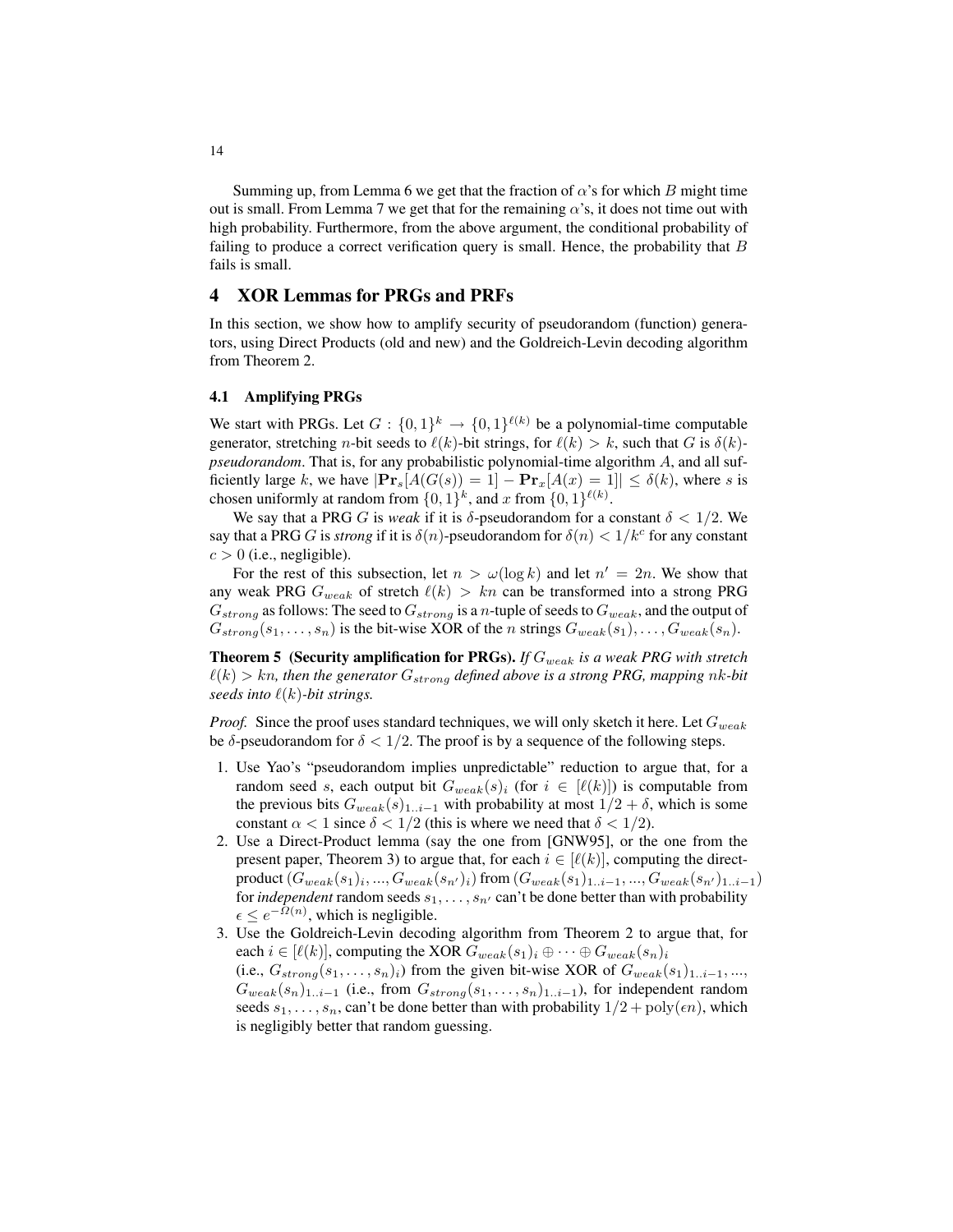Summing up, from Lemma 6 we get that the fraction of $\alpha$'s for which $B$ might time out is small. From Lemma 7 we get that for the remaining $\alpha$'s, it does not time out with high probability. Furthermore, from the above argument, the conditional probability of failing to produce a correct verification query is small. Hence, the probability that $B$ fails is small.

## 4 XOR Lemmas for PRGs and PRFs

In this section, we show how to amplify security of pseudorandom (function) generators, using Direct Products (old and new) and the Goldreich-Levin decoding algorithm from Theorem 2.

### 4.1 Amplifying PRGs

We start with PRGs. Let $G : \{0,1\}^k \to \{0,1\}^{\ell(k)}$ be a polynomial-time computable generator, stretching $n$-bit seeds to $\ell(k)$-bit strings, for $\ell(k) > k$, such that $G$ is $\delta(k)$-*pseudorandom*. That is, for any probabilistic polynomial-time algorithm $A$, and all sufficiently large $k$, we have $|\mathbf{Pr}_s[A(G(s)) = 1] - \mathbf{Pr}_x[A(x) = 1]| \leq \delta(k)$, where $s$ is chosen uniformly at random from $\{0,1\}^k$, and $x$ from $\{0,1\}^{\ell(k)}$.

We say that a PRG $G$ is *weak* if it is $\delta$-pseudorandom for a constant $\delta < 1/2$. We say that a PRG $G$ is *strong* if it is $\delta(n)$-pseudorandom for $\delta(n) < 1/k^c$ for any constant $c > 0$ (i.e., negligible).

For the rest of this subsection, let $n > \omega(\log k)$ and let $n' = 2n$. We show that any weak PRG $G_{weak}$ of stretch $\ell(k) > kn$ can be transformed into a strong PRG $G_{strong}$ as follows: The seed to $G_{strong}$ is a $n$-tuple of seeds to $G_{weak}$, and the output of $G_{strong}(s_1, \dots, s_n)$ is the bit-wise XOR of the $n$ strings $G_{weak}(s_1), \dots, G_{weak}(s_n)$.

**Theorem 5 (Security amplification for PRGs).** *If $G_{weak}$ is a weak PRG with stretch $\ell(k) > kn$, then the generator $G_{strong}$ defined above is a strong PRG, mapping $nk$-bit seeds into $\ell(k)$-bit strings.*

*Proof.* Since the proof uses standard techniques, we will only sketch it here. Let $G_{weak}$ be $\delta$-pseudorandom for $\delta < 1/2$. The proof is by a sequence of the following steps.

1. Use Yao's "pseudorandom implies unpredictable" reduction to argue that, for a random seed $s$, each output bit $G_{weak}(s)_i$ (for $i \in [\ell(k)]$) is computable from the previous bits $G_{weak}(s)_{1..i-1}$ with probability at most $1/2 + \delta$, which is some constant $\alpha < 1$ since $\delta < 1/2$ (this is where we need that $\delta < 1/2$).
2. Use a Direct-Product lemma (say the one from [GNW95], or the one from the present paper, Theorem 3) to argue that, for each $i \in [\ell(k)]$, computing the direct-product $(G_{weak}(s_1)_i, ..., G_{weak}(s_{n'})_i)$ from $(G_{weak}(s_1)_{1..i-1}, ..., G_{weak}(s_{n'})_{1..i-1})$ for *independent* random seeds $s_1, \dots, s_{n'}$ can't be done better than with probability $\epsilon \leq e^{-\Omega(n)}$, which is negligible.
3. Use the Goldreich-Levin decoding algorithm from Theorem 2 to argue that, for each $i \in [\ell(k)]$, computing the XOR $G_{weak}(s_1)_i \oplus \cdots \oplus G_{weak}(s_n)_i$ (i.e., $G_{strong}(s_1, \dots, s_n)_i$) from the given bit-wise XOR of $G_{weak}(s_1)_{1..i-1}, ...,$ $G_{weak}(s_n)_{1..i-1}$ (i.e., from $G_{strong}(s_1, \dots, s_n)_{1..i-1}$), for independent random seeds $s_1, \dots, s_n$, can't be done better than with probability $1/2 + \mathrm{poly}(\epsilon n)$, which is negligibly better that random guessing.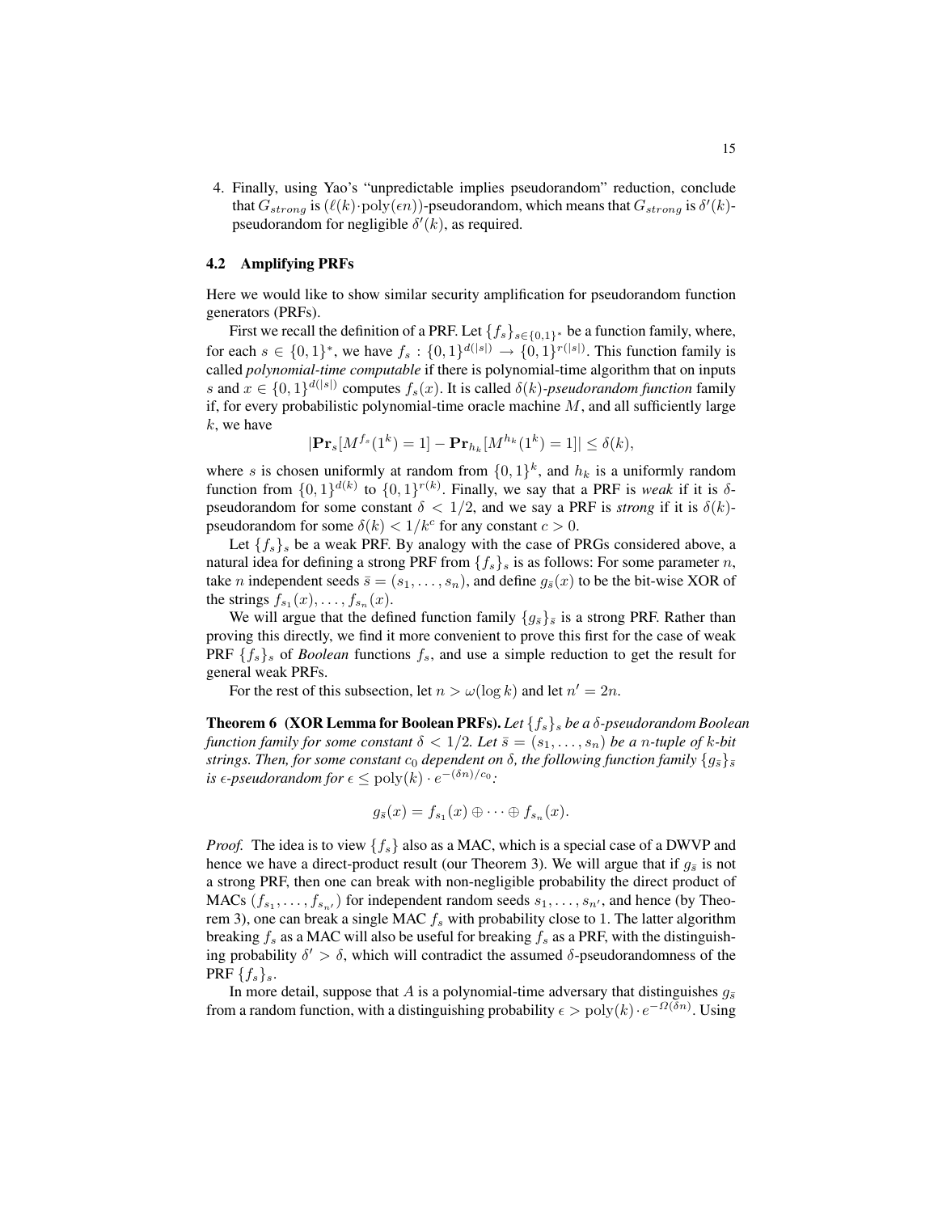4. Finally, using Yao's "unpredictable implies pseudorandom" reduction, conclude that $G_{strong}$ is $(\ell(k) \cdot \mathrm{poly}(\epsilon n))$-pseudorandom, which means that $G_{strong}$ is $\delta'(k)$-pseudorandom for negligible $\delta'(k)$, as required.

### 4.2 Amplifying PRFs

Here we would like to show similar security amplification for pseudorandom function generators (PRFs).

First we recall the definition of a PRF. Let $\{f_s\}_{s \in \{0,1\}^*}$ be a function family, where, for each $s \in \{0,1\}^*$, we have $f_s : \{0,1\}^{d(|s|)} \to \{0,1\}^{r(|s|)}$. This function family is called *polynomial-time computable* if there is polynomial-time algorithm that on inputs $s$ and $x \in \{0,1\}^{d(|s|)}$ computes $f_s(x)$. It is called $\delta(k)$*-pseudorandom function* family if, for every probabilistic polynomial-time oracle machine $M$, and all sufficiently large $k$, we have

$$|\mathbf{Pr}_s[M^{f_s}(1^k) = 1] - \mathbf{Pr}_{h_k}[M^{h_k}(1^k) = 1]| \leq \delta(k),$$

where $s$ is chosen uniformly at random from $\{0,1\}^k$, and $h_k$ is a uniformly random function from $\{0,1\}^{d(k)}$ to $\{0,1\}^{r(k)}$. Finally, we say that a PRF is *weak* if it is $\delta$-pseudorandom for some constant $\delta < 1/2$, and we say a PRF is *strong* if it is $\delta(k)$-pseudorandom for some $\delta(k) < 1/k^c$ for any constant $c > 0$.

Let $\{f_s\}_s$ be a weak PRF. By analogy with the case of PRGs considered above, a natural idea for defining a strong PRF from $\{f_s\}_s$ is as follows: For some parameter $n$, take $n$ independent seeds $\bar{s} = (s_1, \dots, s_n)$, and define $g_{\bar{s}}(x)$ to be the bit-wise XOR of the strings $f_{s_1}(x), \dots, f_{s_n}(x)$.

We will argue that the defined function family $\{g_{\bar{s}}\}_{\bar{s}}$ is a strong PRF. Rather than proving this directly, we find it more convenient to prove this first for the case of weak PRF $\{f_s\}_s$ of *Boolean* functions $f_s$, and use a simple reduction to get the result for general weak PRFs.

For the rest of this subsection, let $n > \omega(\log k)$ and let $n' = 2n$.

**Theorem 6 (XOR Lemma for Boolean PRFs).** *Let $\{f_s\}_s$ be a $\delta$-pseudorandom Boolean function family for some constant $\delta < 1/2$. Let $\bar{s} = (s_1, \dots, s_n)$ be a $n$-tuple of $k$-bit strings. Then, for some constant $c_0$ dependent on $\delta$, the following function family $\{g_{\bar{s}}\}_{\bar{s}}$ is $\epsilon$-pseudorandom for $\epsilon \leq \mathrm{poly}(k) \cdot e^{-(\delta n)/c_0}$:*

$$g_{\bar{s}}(x) = f_{s_1}(x) \oplus \dots \oplus f_{s_n}(x).$$

*Proof.* The idea is to view $\{f_s\}$ also as a MAC, which is a special case of a DWVP and hence we have a direct-product result (our Theorem 3). We will argue that if $g_{\bar{s}}$ is not a strong PRF, then one can break with non-negligible probability the direct product of MACs $(f_{s_1}, \dots, f_{s_{n'}})$ for independent random seeds $s_1, \dots, s_{n'}$, and hence (by Theorem 3), one can break a single MAC $f_s$ with probability close to 1. The latter algorithm breaking $f_s$ as a MAC will also be useful for breaking $f_s$ as a PRF, with the distinguishing probability $\delta' > \delta$, which will contradict the assumed $\delta$-pseudorandomness of the PRF $\{f_s\}_s$.

In more detail, suppose that $A$ is a polynomial-time adversary that distinguishes $g_{\bar{s}}$ from a random function, with a distinguishing probability $\epsilon > \mathrm{poly}(k) \cdot e^{-\Omega(\delta n)}$. Using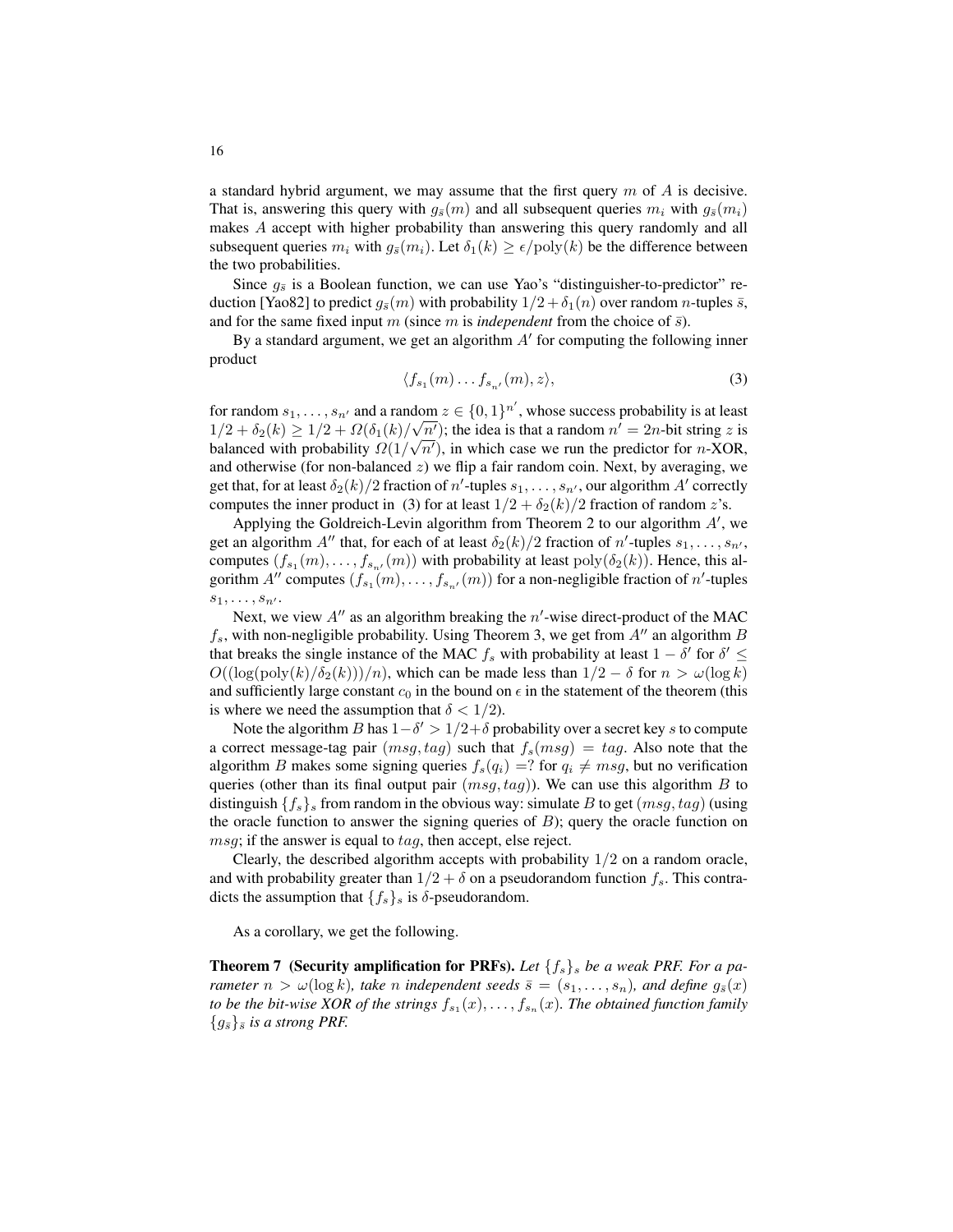a standard hybrid argument, we may assume that the first query $m$ of $A$ is decisive. That is, answering this query with $g_{\bar{s}}(m)$ and all subsequent queries $m_i$ with $g_{\bar{s}}(m_i)$ makes $A$ accept with higher probability than answering this query randomly and all subsequent queries $m_i$ with $g_{\bar{s}}(m_i)$. Let $\delta_1(k) \geq \epsilon/\text{poly}(k)$ be the difference between the two probabilities.

Since $g_{\bar{s}}$ is a Boolean function, we can use Yao's "distinguisher-to-predictor" reduction [Yao82] to predict $g_{\bar{s}}(m)$ with probability $1/2 + \delta_1(n)$ over random $n$-tuples $\bar{s}$, and for the same fixed input $m$ (since $m$ is *independent* from the choice of $\bar{s}$).

By a standard argument, we get an algorithm $A'$ for computing the following inner product

$$\langle f_{s_1}(m) \dots f_{s_{n'}}(m), z \rangle, \tag{3}$$

for random $s_1, \dots, s_{n'}$ and a random $z \in \{0,1\}^{n'}$, whose success probability is at least $1/2 + \delta_2(k) \geq 1/2 + \Omega(\delta_1(k)/\sqrt{n'})$; the idea is that a random $n' = 2n$-bit string $z$ is balanced with probability $\Omega(1/\sqrt{n'})$, in which case we run the predictor for $n$-XOR, and otherwise (for non-balanced $z$) we flip a fair random coin. Next, by averaging, we get that, for at least $\delta_2(k)/2$ fraction of $n'$-tuples $s_1, \dots, s_{n'}$, our algorithm $A'$ correctly computes the inner product in (3) for at least $1/2 + \delta_2(k)/2$ fraction of random $z$'s.

Applying the Goldreich-Levin algorithm from Theorem 2 to our algorithm $A'$, we get an algorithm $A''$ that, for each of at least $\delta_2(k)/2$ fraction of $n'$-tuples $s_1, \dots, s_{n'}$, computes $(f_{s_1}(m), \dots, f_{s_{n'}}(m))$ with probability at least $\text{poly}(\delta_2(k))$. Hence, this algorithm $A''$ computes $(f_{s_1}(m), \dots, f_{s_{n'}}(m))$ for a non-negligible fraction of $n'$-tuples $s_1, \dots, s_{n'}$.

Next, we view $A''$ as an algorithm breaking the $n'$-wise direct-product of the MAC $f_s$, with non-negligible probability. Using Theorem 3, we get from $A''$ an algorithm $B$ that breaks the single instance of the MAC $f_s$ with probability at least $1 - \delta'$ for $\delta' \leq O((\log(\text{poly}(k)/\delta_2(k)))/n)$, which can be made less than $1/2 - \delta$ for $n > \omega(\log k)$ and sufficiently large constant $c_0$ in the bound on $\epsilon$ in the statement of the theorem (this is where we need the assumption that $\delta < 1/2$).

Note the algorithm $B$ has $1 - \delta' > 1/2 + \delta$ probability over a secret key $s$ to compute a correct message-tag pair $(msg, tag)$ such that $f_s(msg) = tag$. Also note that the algorithm $B$ makes some signing queries $f_s(q_i) =?$ for $q_i \neq msg$, but no verification queries (other than its final output pair $(msg, tag)$). We can use this algorithm $B$ to distinguish $\{f_s\}_s$ from random in the obvious way: simulate $B$ to get $(msg, tag)$ (using the oracle function to answer the signing queries of $B$); query the oracle function on $msg$; if the answer is equal to $tag$, then accept, else reject.

Clearly, the described algorithm accepts with probability $1/2$ on a random oracle, and with probability greater than $1/2 + \delta$ on a pseudorandom function $f_s$. This contradicts the assumption that $\{f_s\}_s$ is $\delta$-pseudorandom.

As a corollary, we get the following.

**Theorem 7 (Security amplification for PRFs).** *Let $\{f_s\}_s$ be a weak PRF. For a parameter $n > \omega(\log k)$, take $n$ independent seeds $\bar{s} = (s_1, \dots, s_n)$, and define $g_{\bar{s}}(x)$ to be the bit-wise XOR of the strings $f_{s_1}(x), \dots, f_{s_n}(x)$. The obtained function family $\{g_{\bar{s}}\}_{\bar{s}}$ is a strong PRF.*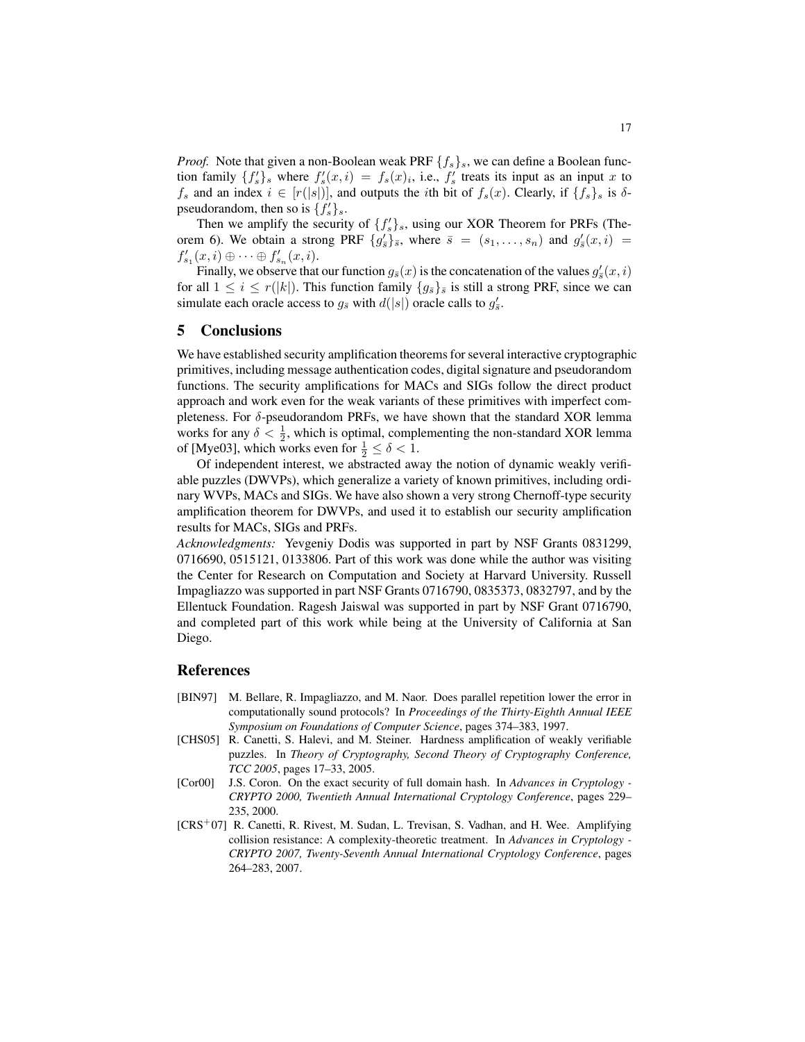*Proof.* Note that given a non-Boolean weak PRF $\{f_s\}_s$, we can define a Boolean function family $\{f'_s\}_s$ where $f'_s(x, i) = f_s(x)_i$, i.e., $f'_s$ treats its input as an input $x$ to $f_s$ and an index $i \in [r(|s|)]$, and outputs the $i$th bit of $f_s(x)$. Clearly, if $\{f_s\}_s$ is $\delta$-pseudorandom, then so is $\{f'_s\}_s$.

Then we amplify the security of $\{f'_s\}_s$, using our XOR Theorem for PRFs (Theorem 6). We obtain a strong PRF $\{g'_{\bar{s}}\}_{\bar{s}}$, where $\bar{s} = (s_1, \ldots, s_n)$ and $g'_{\bar{s}}(x, i) = f'_{s_1}(x, i) \oplus \cdots \oplus f'_{s_n}(x, i)$.

Finally, we observe that our function $g_{\bar{s}}(x)$ is the concatenation of the values $g'_{\bar{s}}(x, i)$ for all $1 \leq i \leq r(|k|)$. This function family $\{g_{\bar{s}}\}_{\bar{s}}$ is still a strong PRF, since we can simulate each oracle access to $g_{\bar{s}}$ with $d(|s|)$ oracle calls to $g'_{\bar{s}}$.

## 5 Conclusions

We have established security amplification theorems for several interactive cryptographic primitives, including message authentication codes, digital signature and pseudorandom functions. The security amplifications for MACs and SIGs follow the direct product approach and work even for the weak variants of these primitives with imperfect completeness. For $\delta$-pseudorandom PRFs, we have shown that the standard XOR lemma works for any $\delta < \frac{1}{2}$, which is optimal, complementing the non-standard XOR lemma of [Mye03], which works even for $\frac{1}{2} \leq \delta < 1$.

Of independent interest, we abstracted away the notion of dynamic weakly verifiable puzzles (DWVPs), which generalize a variety of known primitives, including ordinary WVPs, MACs and SIGs. We have also shown a very strong Chernoff-type security amplification theorem for DWVPs, and used it to establish our security amplification results for MACs, SIGs and PRFs.

*Acknowledgments:* Yevgeniy Dodis was supported in part by NSF Grants 0831299, 0716690, 0515121, 0133806. Part of this work was done while the author was visiting the Center for Research on Computation and Society at Harvard University. Russell Impagliazzo was supported in part NSF Grants 0716790, 0835373, 0832797, and by the Ellentuck Foundation. Ragesh Jaiswal was supported in part by NSF Grant 0716790, and completed part of this work while being at the University of California at San Diego.

## References

- [BIN97] M. Bellare, R. Impagliazzo, and M. Naor. Does parallel repetition lower the error in computationally sound protocols? In *Proceedings of the Thirty-Eighth Annual IEEE Symposium on Foundations of Computer Science*, pages 374–383, 1997.
- [CHS05] R. Canetti, S. Halevi, and M. Steiner. Hardness amplification of weakly verifiable puzzles. In *Theory of Cryptography, Second Theory of Cryptography Conference, TCC 2005*, pages 17–33, 2005.
- [Cor00] J.S. Coron. On the exact security of full domain hash. In *Advances in Cryptology - CRYPTO 2000, Twentieth Annual International Cryptology Conference*, pages 229–235, 2000.
- [CRS+07] R. Canetti, R. Rivest, M. Sudan, L. Trevisan, S. Vadhan, and H. Wee. Amplifying collision resistance: A complexity-theoretic treatment. In *Advances in Cryptology - CRYPTO 2007, Twenty-Seventh Annual International Cryptology Conference*, pages 264–283, 2007.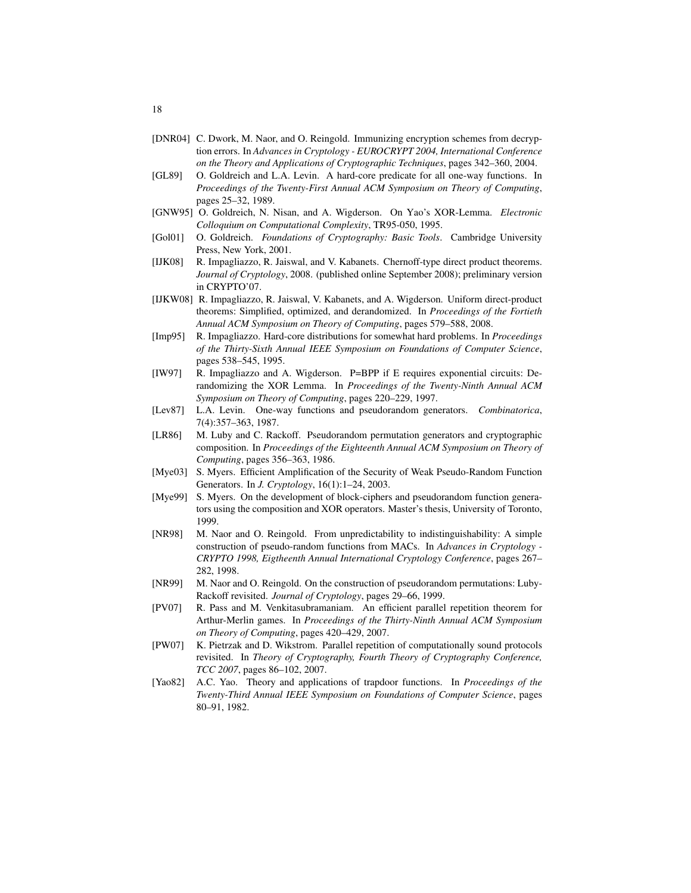- [DNR04] C. Dwork, M. Naor, and O. Reingold. Immunizing encryption schemes from decryption errors. In *Advances in Cryptology - EUROCRYPT 2004, International Conference on the Theory and Applications of Cryptographic Techniques*, pages 342–360, 2004.
- [GL89] O. Goldreich and L.A. Levin. A hard-core predicate for all one-way functions. In *Proceedings of the Twenty-First Annual ACM Symposium on Theory of Computing*, pages 25–32, 1989.
- [GNW95] O. Goldreich, N. Nisan, and A. Wigderson. On Yao's XOR-Lemma. *Electronic Colloquium on Computational Complexity*, TR95-050, 1995.
- [Gol01] O. Goldreich. *Foundations of Cryptography: Basic Tools*. Cambridge University Press, New York, 2001.
- [IJK08] R. Impagliazzo, R. Jaiswal, and V. Kabanets. Chernoff-type direct product theorems. *Journal of Cryptology*, 2008. (published online September 2008); preliminary version in CRYPTO'07.
- [IJKW08] R. Impagliazzo, R. Jaiswal, V. Kabanets, and A. Wigderson. Uniform direct-product theorems: Simplified, optimized, and derandomized. In *Proceedings of the Fortieth Annual ACM Symposium on Theory of Computing*, pages 579–588, 2008.
- [Imp95] R. Impagliazzo. Hard-core distributions for somewhat hard problems. In *Proceedings of the Thirty-Sixth Annual IEEE Symposium on Foundations of Computer Science*, pages 538–545, 1995.
- [IW97] R. Impagliazzo and A. Wigderson. P=BPP if E requires exponential circuits: Derandomizing the XOR Lemma. In *Proceedings of the Twenty-Ninth Annual ACM Symposium on Theory of Computing*, pages 220–229, 1997.
- [Lev87] L.A. Levin. One-way functions and pseudorandom generators. *Combinatorica*, 7(4):357–363, 1987.
- [LR86] M. Luby and C. Rackoff. Pseudorandom permutation generators and cryptographic composition. In *Proceedings of the Eighteenth Annual ACM Symposium on Theory of Computing*, pages 356–363, 1986.
- [Mye03] S. Myers. Efficient Amplification of the Security of Weak Pseudo-Random Function Generators. In *J. Cryptology*, 16(1):1–24, 2003.
- [Mye99] S. Myers. On the development of block-ciphers and pseudorandom function generators using the composition and XOR operators. Master's thesis, University of Toronto, 1999.
- [NR98] M. Naor and O. Reingold. From unpredictability to indistinguishability: A simple construction of pseudo-random functions from MACs. In *Advances in Cryptology - CRYPTO 1998, Eigtheenth Annual International Cryptology Conference*, pages 267–282, 1998.
- [NR99] M. Naor and O. Reingold. On the construction of pseudorandom permutations: Luby-Rackoff revisited. *Journal of Cryptology*, pages 29–66, 1999.
- [PV07] R. Pass and M. Venkitasubramaniam. An efficient parallel repetition theorem for Arthur-Merlin games. In *Proceedings of the Thirty-Ninth Annual ACM Symposium on Theory of Computing*, pages 420–429, 2007.
- [PW07] K. Pietrzak and D. Wikstrom. Parallel repetition of computationally sound protocols revisited. In *Theory of Cryptography, Fourth Theory of Cryptography Conference, TCC 2007*, pages 86–102, 2007.
- [Yao82] A.C. Yao. Theory and applications of trapdoor functions. In *Proceedings of the Twenty-Third Annual IEEE Symposium on Foundations of Computer Science*, pages 80–91, 1982.